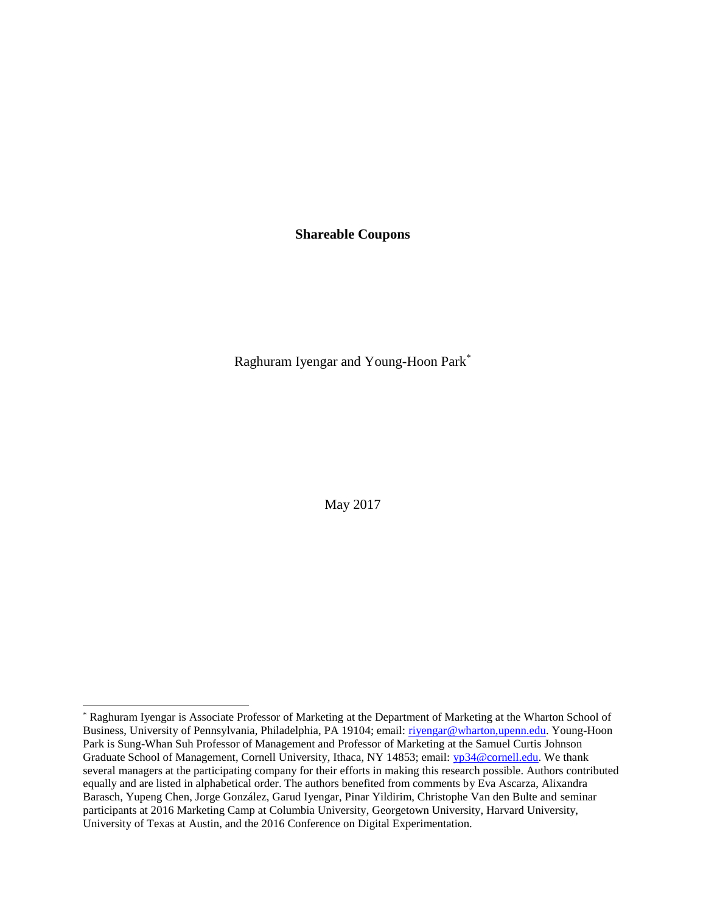# Shareable Coupons

Raghuram Iyengar and Young-Hoon Park[*]

May 2017

[*] Raghuram Iyengar is Associate Professor of Marketing at the Department of Marketing at the Wharton School of Business, University of Pennsylvania, Philadelphia, PA 19104; email: riyengar@wharton,upenn.edu. Young-Hoon Park is Sung-Whan Suh Professor of Management and Professor of Marketing at the Samuel Curtis Johnson Graduate School of Management, Cornell University, Ithaca, NY 14853; email: yp34@cornell.edu. We thank several managers at the participating company for their efforts in making this research possible. Authors contributed equally and are listed in alphabetical order. The authors benefited from comments by Eva Ascarza, Alixandra Barasch, Yupeng Chen, Jorge González, Garud Iyengar, Pinar Yildirim, Christophe Van den Bulte and seminar participants at 2016 Marketing Camp at Columbia University, Georgetown University, Harvard University, University of Texas at Austin, and the 2016 Conference on Digital Experimentation.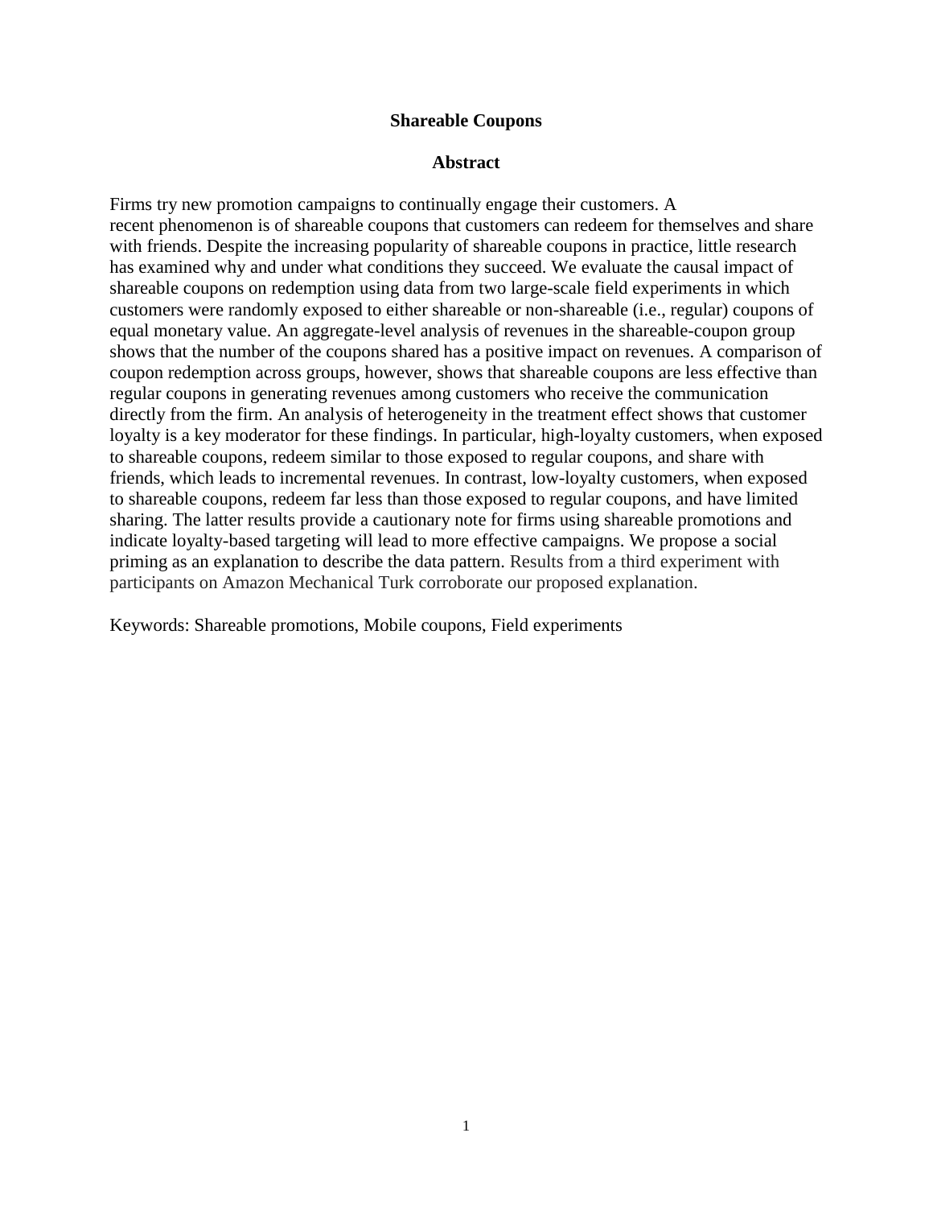# Shareable Coupons

## Abstract

Firms try new promotion campaigns to continually engage their customers. A recent phenomenon is of shareable coupons that customers can redeem for themselves and share with friends. Despite the increasing popularity of shareable coupons in practice, little research has examined why and under what conditions they succeed. We evaluate the causal impact of shareable coupons on redemption using data from two large-scale field experiments in which customers were randomly exposed to either shareable or non-shareable (i.e., regular) coupons of equal monetary value. An aggregate-level analysis of revenues in the shareable-coupon group shows that the number of the coupons shared has a positive impact on revenues. A comparison of coupon redemption across groups, however, shows that shareable coupons are less effective than regular coupons in generating revenues among customers who receive the communication directly from the firm. An analysis of heterogeneity in the treatment effect shows that customer loyalty is a key moderator for these findings. In particular, high-loyalty customers, when exposed to shareable coupons, redeem similar to those exposed to regular coupons, and share with friends, which leads to incremental revenues. In contrast, low-loyalty customers, when exposed to shareable coupons, redeem far less than those exposed to regular coupons, and have limited sharing. The latter results provide a cautionary note for firms using shareable promotions and indicate loyalty-based targeting will lead to more effective campaigns. We propose a social priming as an explanation to describe the data pattern. Results from a third experiment with participants on Amazon Mechanical Turk corroborate our proposed explanation.

Keywords: Shareable promotions, Mobile coupons, Field experiments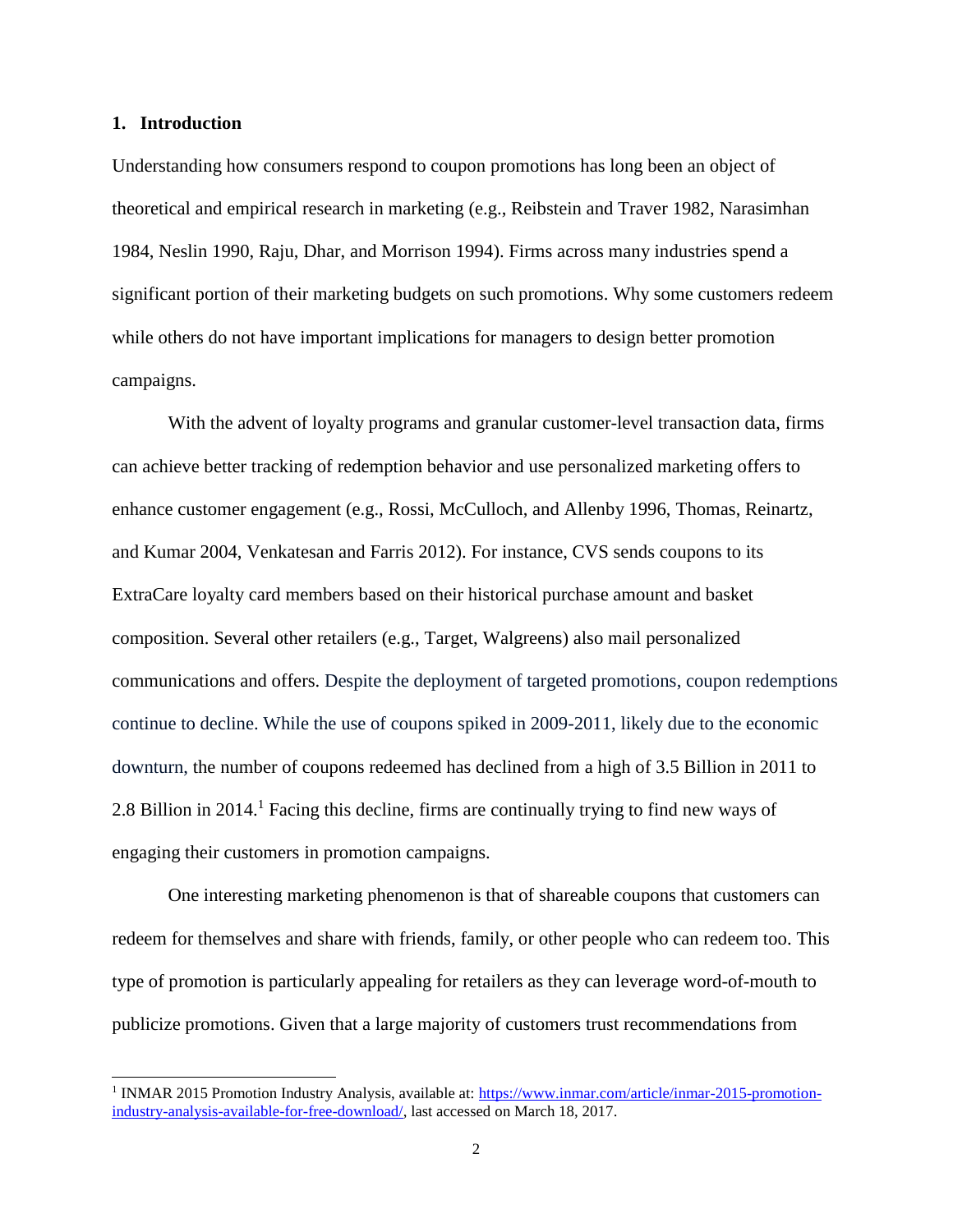## 1. Introduction

Understanding how consumers respond to coupon promotions has long been an object of theoretical and empirical research in marketing (e.g., Reibstein and Traver 1982, Narasimhan 1984, Neslin 1990, Raju, Dhar, and Morrison 1994). Firms across many industries spend a significant portion of their marketing budgets on such promotions. Why some customers redeem while others do not have important implications for managers to design better promotion campaigns.

With the advent of loyalty programs and granular customer-level transaction data, firms can achieve better tracking of redemption behavior and use personalized marketing offers to enhance customer engagement (e.g., Rossi, McCulloch, and Allenby 1996, Thomas, Reinartz, and Kumar 2004, Venkatesan and Farris 2012). For instance, CVS sends coupons to its ExtraCare loyalty card members based on their historical purchase amount and basket composition. Several other retailers (e.g., Target, Walgreens) also mail personalized communications and offers. Despite the deployment of targeted promotions, coupon redemptions continue to decline. While the use of coupons spiked in 2009-2011, likely due to the economic downturn, the number of coupons redeemed has declined from a high of 3.5 Billion in 2011 to 2.8 Billion in 2014.[1] Facing this decline, firms are continually trying to find new ways of engaging their customers in promotion campaigns.

One interesting marketing phenomenon is that of shareable coupons that customers can redeem for themselves and share with friends, family, or other people who can redeem too. This type of promotion is particularly appealing for retailers as they can leverage word-of-mouth to publicize promotions. Given that a large majority of customers trust recommendations from

[1] INMAR 2015 Promotion Industry Analysis, available at: https://www.inmar.com/article/inmar-2015-promotion-industry-analysis-available-for-free-download/, last accessed on March 18, 2017.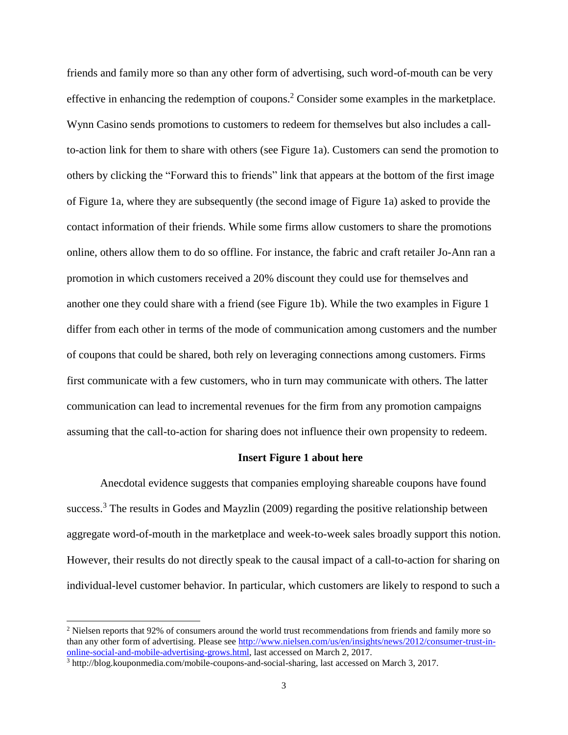friends and family more so than any other form of advertising, such word-of-mouth can be very effective in enhancing the redemption of coupons.[2] Consider some examples in the marketplace. Wynn Casino sends promotions to customers to redeem for themselves but also includes a call-to-action link for them to share with others (see Figure 1a). Customers can send the promotion to others by clicking the "Forward this to friends" link that appears at the bottom of the first image of Figure 1a, where they are subsequently (the second image of Figure 1a) asked to provide the contact information of their friends. While some firms allow customers to share the promotions online, others allow them to do so offline. For instance, the fabric and craft retailer Jo-Ann ran a promotion in which customers received a 20% discount they could use for themselves and another one they could share with a friend (see Figure 1b). While the two examples in Figure 1 differ from each other in terms of the mode of communication among customers and the number of coupons that could be shared, both rely on leveraging connections among customers. Firms first communicate with a few customers, who in turn may communicate with others. The latter communication can lead to incremental revenues for the firm from any promotion campaigns assuming that the call-to-action for sharing does not influence their own propensity to redeem.

**Insert Figure 1 about here**

Anecdotal evidence suggests that companies employing shareable coupons have found success.[3] The results in Godes and Mayzlin (2009) regarding the positive relationship between aggregate word-of-mouth in the marketplace and week-to-week sales broadly support this notion. However, their results do not directly speak to the causal impact of a call-to-action for sharing on individual-level customer behavior. In particular, which customers are likely to respond to such a

[2] Nielsen reports that 92% of consumers around the world trust recommendations from friends and family more so than any other form of advertising. Please see http://www.nielsen.com/us/en/insights/news/2012/consumer-trust-in-online-social-and-mobile-advertising-grows.html, last accessed on March 2, 2017.

[3] http://blog.kouponmedia.com/mobile-coupons-and-social-sharing, last accessed on March 3, 2017.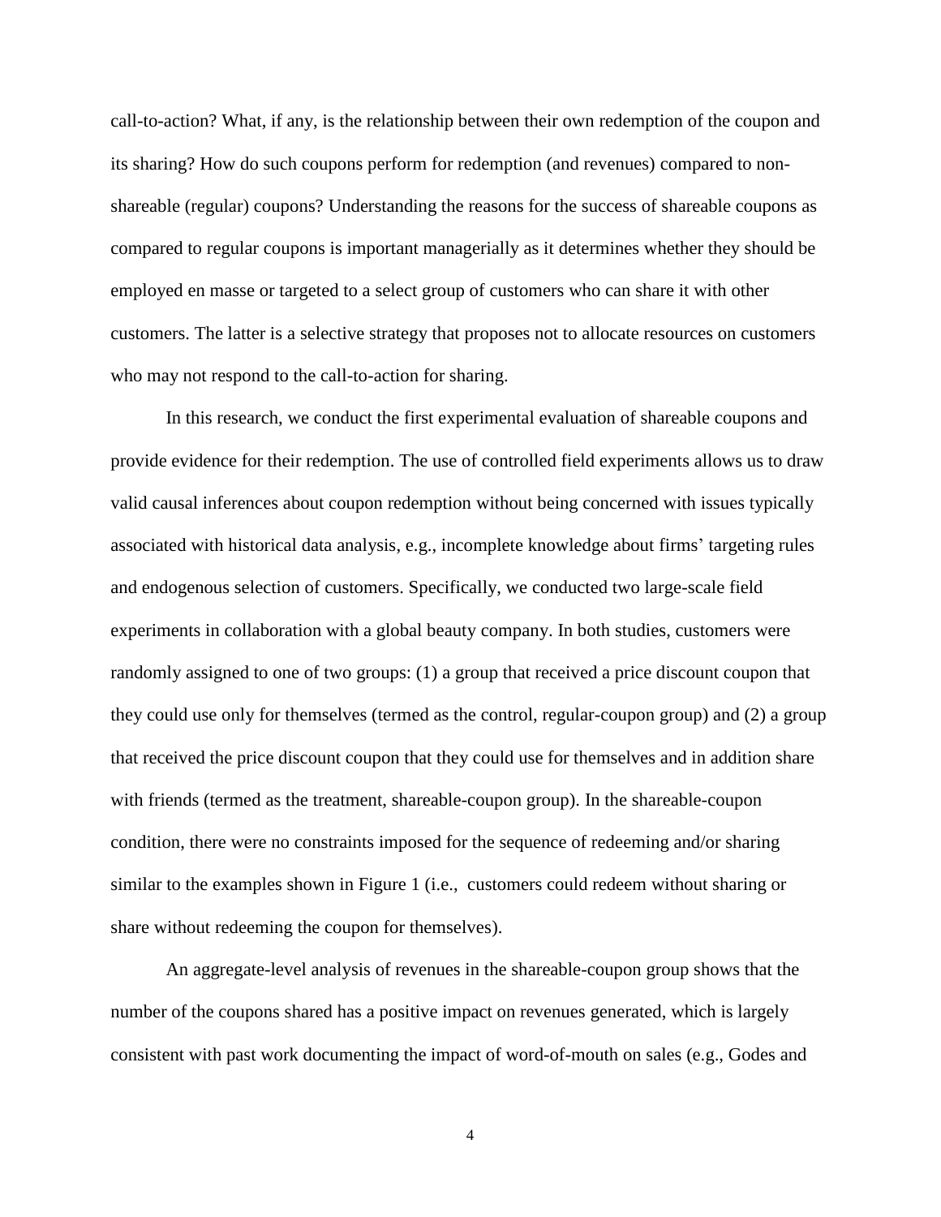call-to-action? What, if any, is the relationship between their own redemption of the coupon and its sharing? How do such coupons perform for redemption (and revenues) compared to non-shareable (regular) coupons? Understanding the reasons for the success of shareable coupons as compared to regular coupons is important managerially as it determines whether they should be employed en masse or targeted to a select group of customers who can share it with other customers. The latter is a selective strategy that proposes not to allocate resources on customers who may not respond to the call-to-action for sharing.

In this research, we conduct the first experimental evaluation of shareable coupons and provide evidence for their redemption. The use of controlled field experiments allows us to draw valid causal inferences about coupon redemption without being concerned with issues typically associated with historical data analysis, e.g., incomplete knowledge about firms' targeting rules and endogenous selection of customers. Specifically, we conducted two large-scale field experiments in collaboration with a global beauty company. In both studies, customers were randomly assigned to one of two groups: (1) a group that received a price discount coupon that they could use only for themselves (termed as the control, regular-coupon group) and (2) a group that received the price discount coupon that they could use for themselves and in addition share with friends (termed as the treatment, shareable-coupon group). In the shareable-coupon condition, there were no constraints imposed for the sequence of redeeming and/or sharing similar to the examples shown in Figure 1 (i.e., customers could redeem without sharing or share without redeeming the coupon for themselves).

An aggregate-level analysis of revenues in the shareable-coupon group shows that the number of the coupons shared has a positive impact on revenues generated, which is largely consistent with past work documenting the impact of word-of-mouth on sales (e.g., Godes and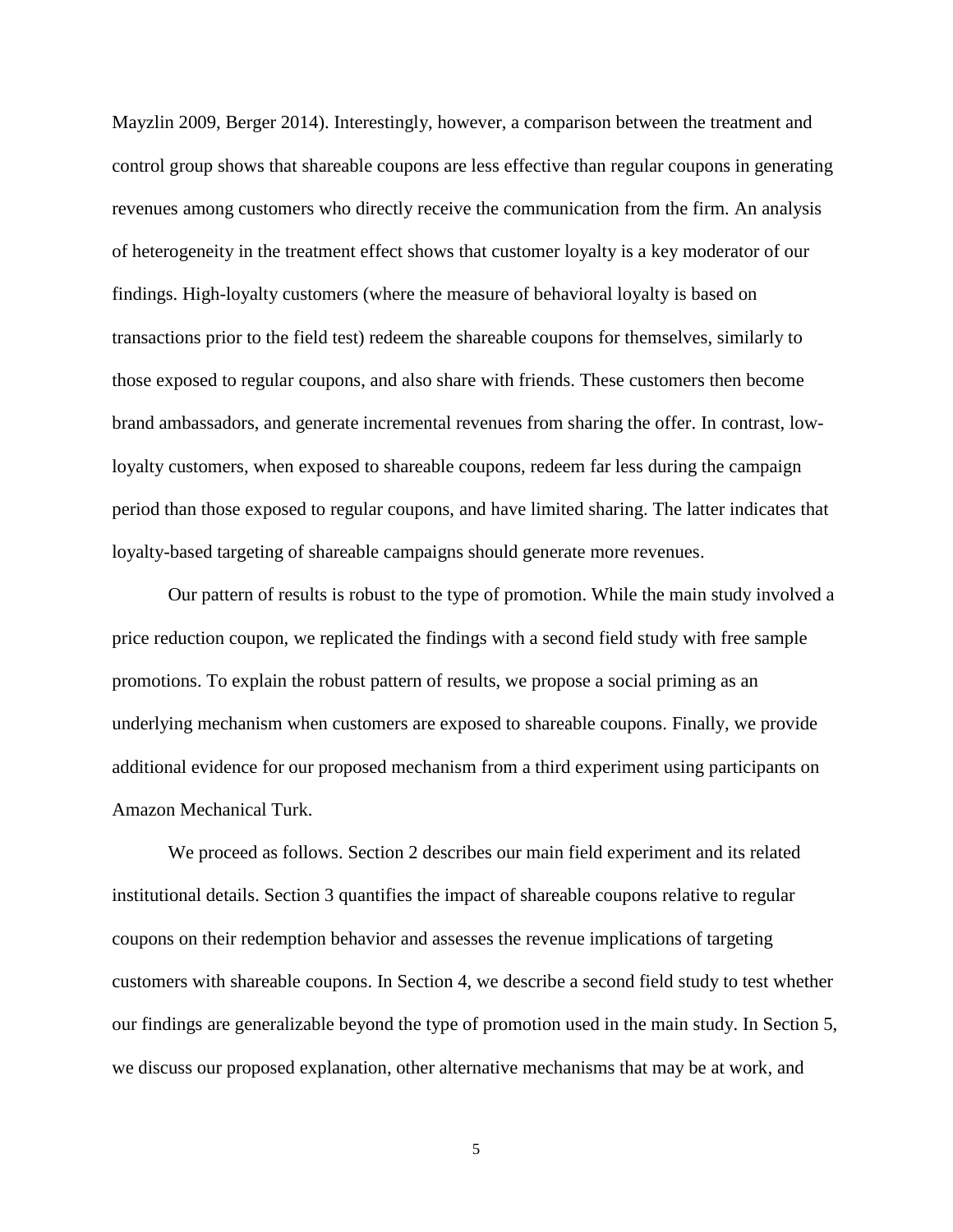Mayzlin 2009, Berger 2014). Interestingly, however, a comparison between the treatment and control group shows that shareable coupons are less effective than regular coupons in generating revenues among customers who directly receive the communication from the firm. An analysis of heterogeneity in the treatment effect shows that customer loyalty is a key moderator of our findings. High-loyalty customers (where the measure of behavioral loyalty is based on transactions prior to the field test) redeem the shareable coupons for themselves, similarly to those exposed to regular coupons, and also share with friends. These customers then become brand ambassadors, and generate incremental revenues from sharing the offer. In contrast, low-loyalty customers, when exposed to shareable coupons, redeem far less during the campaign period than those exposed to regular coupons, and have limited sharing. The latter indicates that loyalty-based targeting of shareable campaigns should generate more revenues.

Our pattern of results is robust to the type of promotion. While the main study involved a price reduction coupon, we replicated the findings with a second field study with free sample promotions. To explain the robust pattern of results, we propose a social priming as an underlying mechanism when customers are exposed to shareable coupons. Finally, we provide additional evidence for our proposed mechanism from a third experiment using participants on Amazon Mechanical Turk.

We proceed as follows. Section 2 describes our main field experiment and its related institutional details. Section 3 quantifies the impact of shareable coupons relative to regular coupons on their redemption behavior and assesses the revenue implications of targeting customers with shareable coupons. In Section 4, we describe a second field study to test whether our findings are generalizable beyond the type of promotion used in the main study. In Section 5, we discuss our proposed explanation, other alternative mechanisms that may be at work, and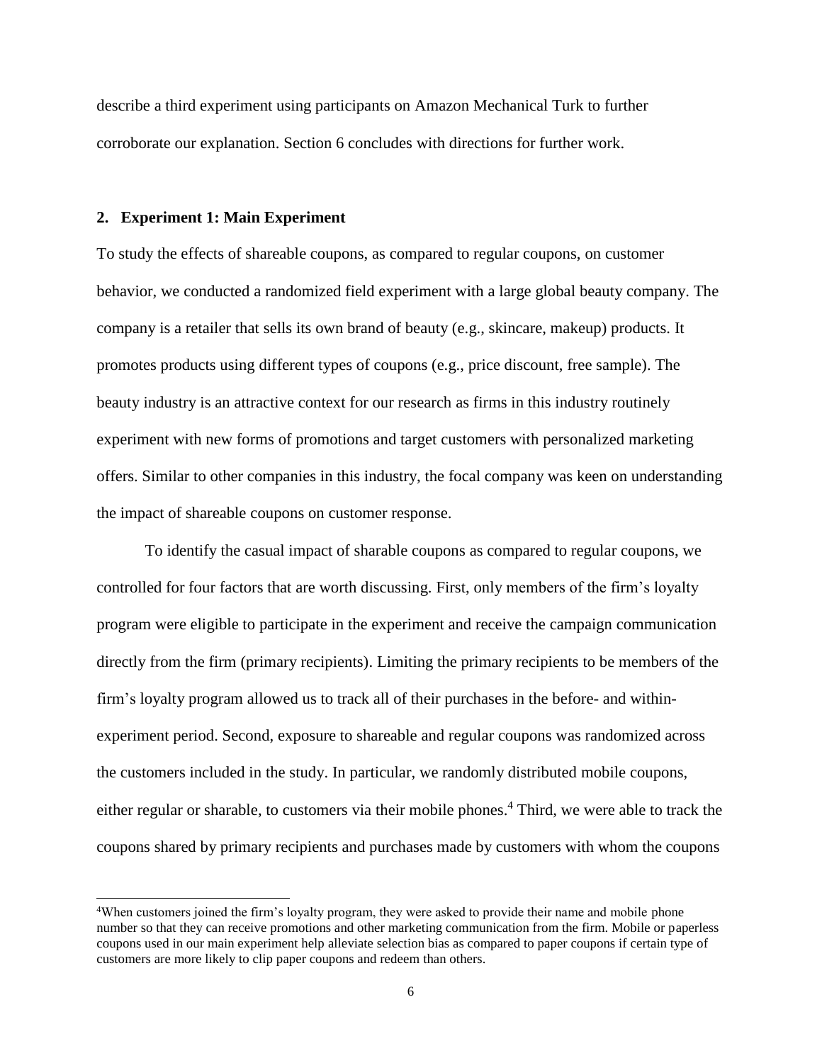describe a third experiment using participants on Amazon Mechanical Turk to further corroborate our explanation. Section 6 concludes with directions for further work.

## 2. Experiment 1: Main Experiment

To study the effects of shareable coupons, as compared to regular coupons, on customer behavior, we conducted a randomized field experiment with a large global beauty company. The company is a retailer that sells its own brand of beauty (e.g., skincare, makeup) products. It promotes products using different types of coupons (e.g., price discount, free sample). The beauty industry is an attractive context for our research as firms in this industry routinely experiment with new forms of promotions and target customers with personalized marketing offers. Similar to other companies in this industry, the focal company was keen on understanding the impact of shareable coupons on customer response.

To identify the casual impact of sharable coupons as compared to regular coupons, we controlled for four factors that are worth discussing. First, only members of the firm's loyalty program were eligible to participate in the experiment and receive the campaign communication directly from the firm (primary recipients). Limiting the primary recipients to be members of the firm's loyalty program allowed us to track all of their purchases in the before- and within-experiment period. Second, exposure to shareable and regular coupons was randomized across the customers included in the study. In particular, we randomly distributed mobile coupons, either regular or sharable, to customers via their mobile phones.[4] Third, we were able to track the coupons shared by primary recipients and purchases made by customers with whom the coupons

[4]When customers joined the firm's loyalty program, they were asked to provide their name and mobile phone number so that they can receive promotions and other marketing communication from the firm. Mobile or paperless coupons used in our main experiment help alleviate selection bias as compared to paper coupons if certain type of customers are more likely to clip paper coupons and redeem than others.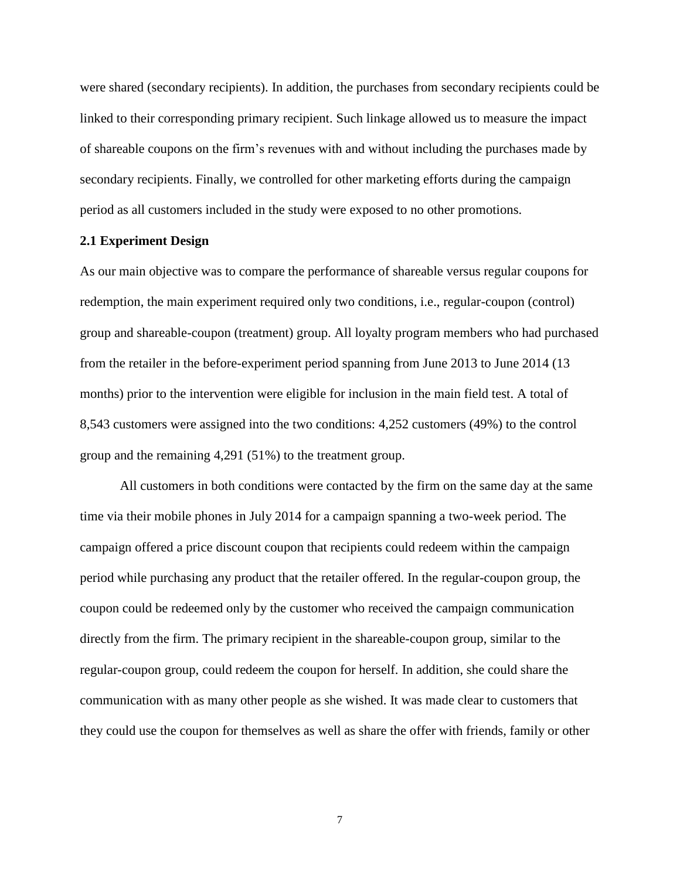were shared (secondary recipients). In addition, the purchases from secondary recipients could be linked to their corresponding primary recipient. Such linkage allowed us to measure the impact of shareable coupons on the firm's revenues with and without including the purchases made by secondary recipients. Finally, we controlled for other marketing efforts during the campaign period as all customers included in the study were exposed to no other promotions.

### 2.1 Experiment Design

As our main objective was to compare the performance of shareable versus regular coupons for redemption, the main experiment required only two conditions, i.e., regular-coupon (control) group and shareable-coupon (treatment) group. All loyalty program members who had purchased from the retailer in the before-experiment period spanning from June 2013 to June 2014 (13 months) prior to the intervention were eligible for inclusion in the main field test. A total of 8,543 customers were assigned into the two conditions: 4,252 customers (49%) to the control group and the remaining 4,291 (51%) to the treatment group.

All customers in both conditions were contacted by the firm on the same day at the same time via their mobile phones in July 2014 for a campaign spanning a two-week period. The campaign offered a price discount coupon that recipients could redeem within the campaign period while purchasing any product that the retailer offered. In the regular-coupon group, the coupon could be redeemed only by the customer who received the campaign communication directly from the firm. The primary recipient in the shareable-coupon group, similar to the regular-coupon group, could redeem the coupon for herself. In addition, she could share the communication with as many other people as she wished. It was made clear to customers that they could use the coupon for themselves as well as share the offer with friends, family or other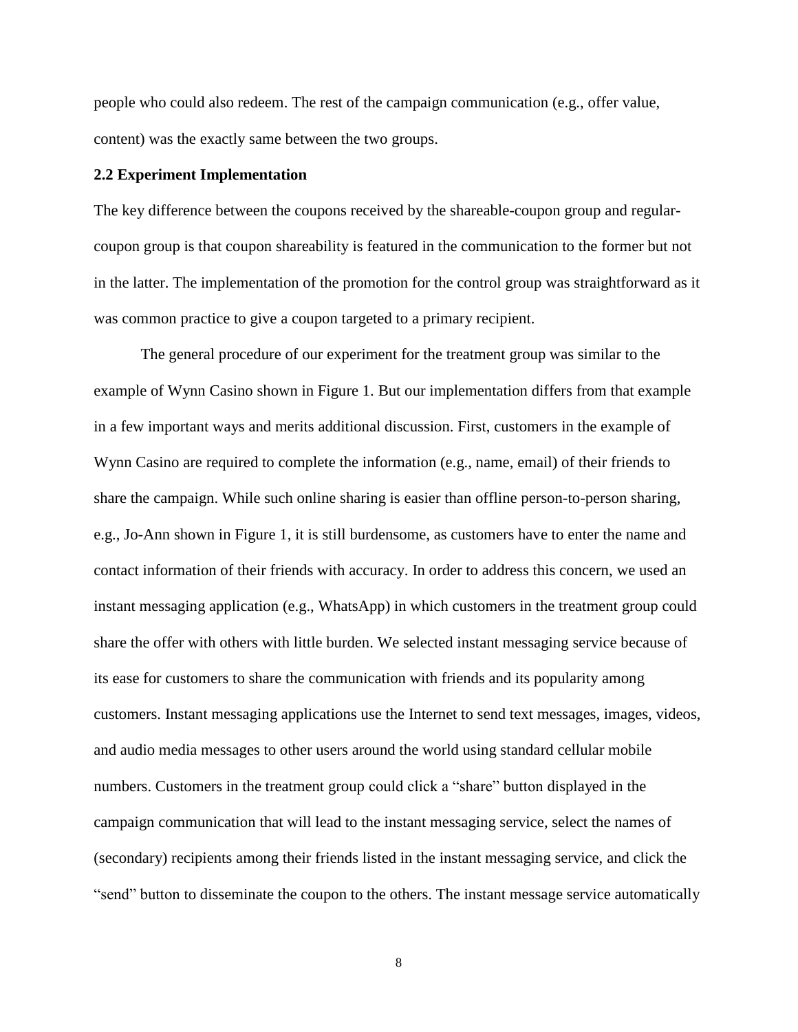people who could also redeem. The rest of the campaign communication (e.g., offer value, content) was the exactly same between the two groups.

### 2.2 Experiment Implementation

The key difference between the coupons received by the shareable-coupon group and regular-coupon group is that coupon shareability is featured in the communication to the former but not in the latter. The implementation of the promotion for the control group was straightforward as it was common practice to give a coupon targeted to a primary recipient.

The general procedure of our experiment for the treatment group was similar to the example of Wynn Casino shown in Figure 1. But our implementation differs from that example in a few important ways and merits additional discussion. First, customers in the example of Wynn Casino are required to complete the information (e.g., name, email) of their friends to share the campaign. While such online sharing is easier than offline person-to-person sharing, e.g., Jo-Ann shown in Figure 1, it is still burdensome, as customers have to enter the name and contact information of their friends with accuracy. In order to address this concern, we used an instant messaging application (e.g., WhatsApp) in which customers in the treatment group could share the offer with others with little burden. We selected instant messaging service because of its ease for customers to share the communication with friends and its popularity among customers. Instant messaging applications use the Internet to send text messages, images, videos, and audio media messages to other users around the world using standard cellular mobile numbers. Customers in the treatment group could click a "share" button displayed in the campaign communication that will lead to the instant messaging service, select the names of (secondary) recipients among their friends listed in the instant messaging service, and click the "send" button to disseminate the coupon to the others. The instant message service automatically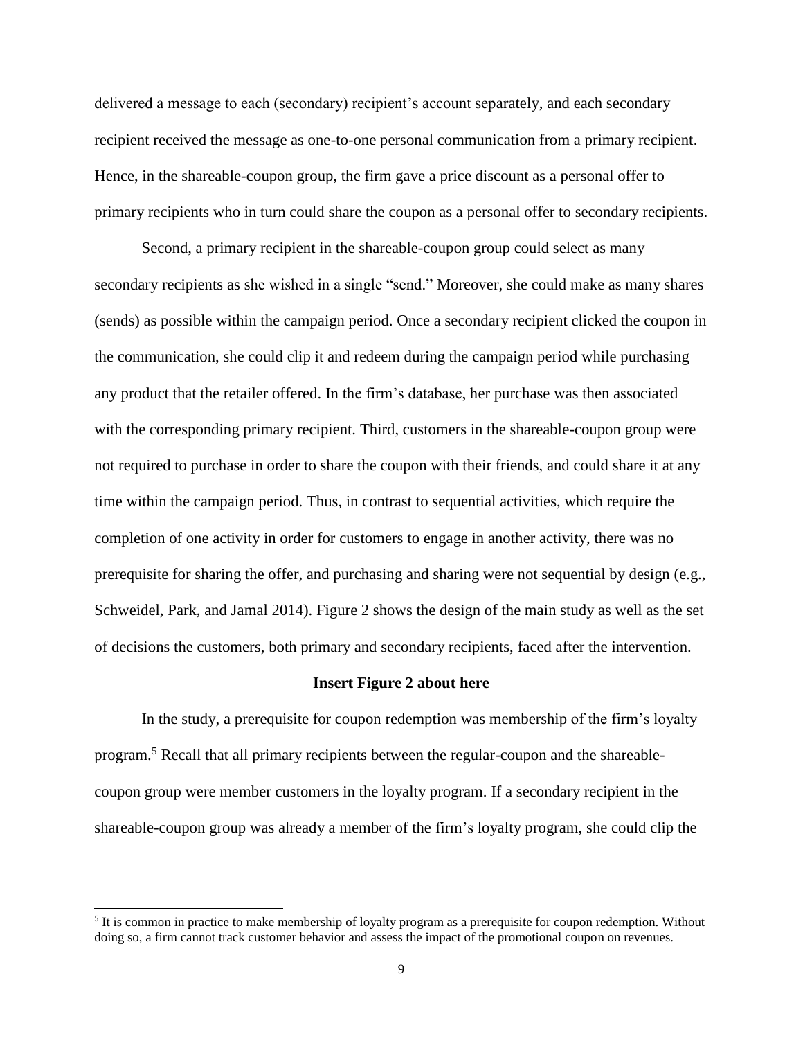delivered a message to each (secondary) recipient's account separately, and each secondary recipient received the message as one-to-one personal communication from a primary recipient. Hence, in the shareable-coupon group, the firm gave a price discount as a personal offer to primary recipients who in turn could share the coupon as a personal offer to secondary recipients.

Second, a primary recipient in the shareable-coupon group could select as many secondary recipients as she wished in a single "send." Moreover, she could make as many shares (sends) as possible within the campaign period. Once a secondary recipient clicked the coupon in the communication, she could clip it and redeem during the campaign period while purchasing any product that the retailer offered. In the firm's database, her purchase was then associated with the corresponding primary recipient. Third, customers in the shareable-coupon group were not required to purchase in order to share the coupon with their friends, and could share it at any time within the campaign period. Thus, in contrast to sequential activities, which require the completion of one activity in order for customers to engage in another activity, there was no prerequisite for sharing the offer, and purchasing and sharing were not sequential by design (e.g., Schweidel, Park, and Jamal 2014). Figure 2 shows the design of the main study as well as the set of decisions the customers, both primary and secondary recipients, faced after the intervention.

**Insert Figure 2 about here**

In the study, a prerequisite for coupon redemption was membership of the firm's loyalty program.[5] Recall that all primary recipients between the regular-coupon and the shareable-coupon group were member customers in the loyalty program. If a secondary recipient in the shareable-coupon group was already a member of the firm's loyalty program, she could clip the

[5] It is common in practice to make membership of loyalty program as a prerequisite for coupon redemption. Without doing so, a firm cannot track customer behavior and assess the impact of the promotional coupon on revenues.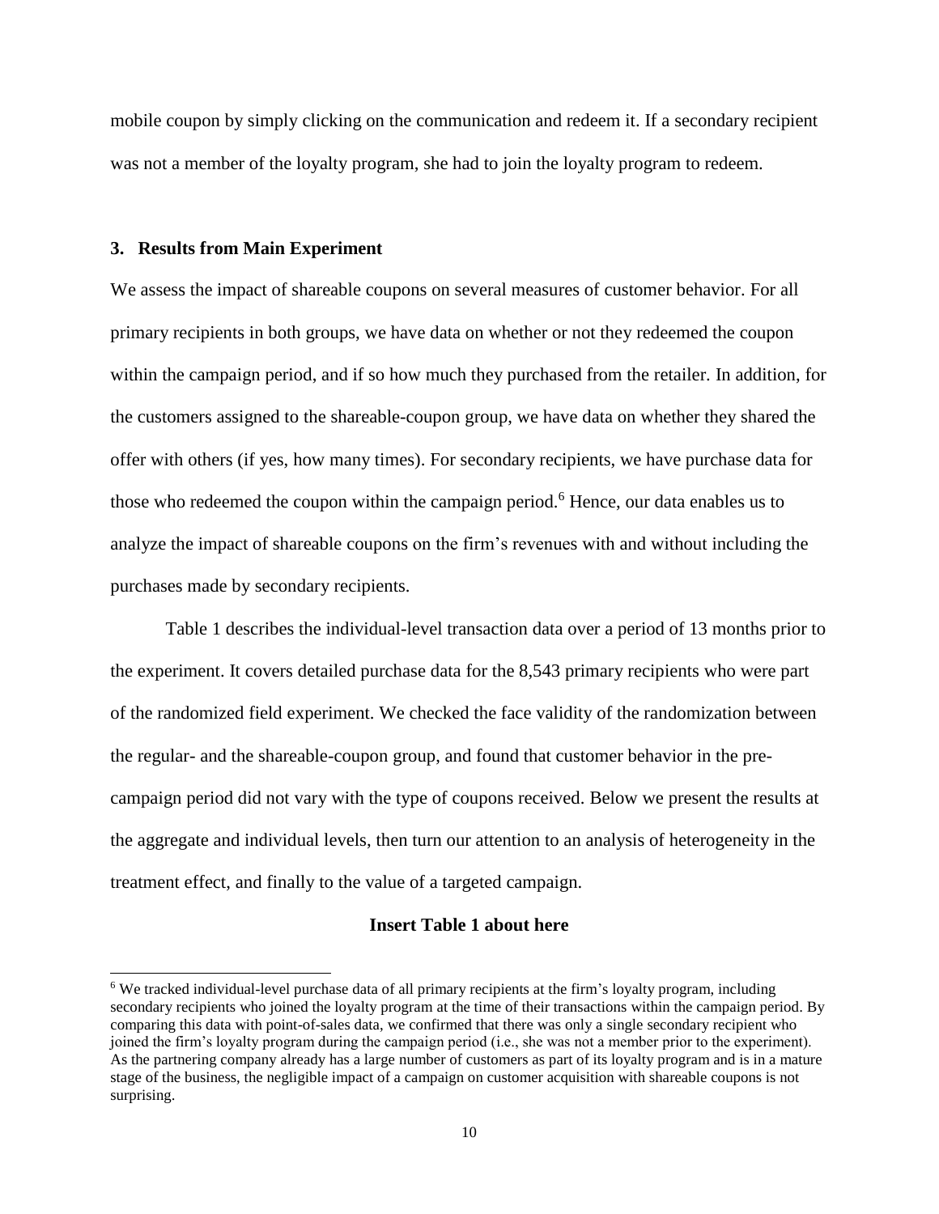mobile coupon by simply clicking on the communication and redeem it. If a secondary recipient was not a member of the loyalty program, she had to join the loyalty program to redeem.

## 3. Results from Main Experiment

We assess the impact of shareable coupons on several measures of customer behavior. For all primary recipients in both groups, we have data on whether or not they redeemed the coupon within the campaign period, and if so how much they purchased from the retailer. In addition, for the customers assigned to the shareable-coupon group, we have data on whether they shared the offer with others (if yes, how many times). For secondary recipients, we have purchase data for those who redeemed the coupon within the campaign period.[6] Hence, our data enables us to analyze the impact of shareable coupons on the firm's revenues with and without including the purchases made by secondary recipients.

Table 1 describes the individual-level transaction data over a period of 13 months prior to the experiment. It covers detailed purchase data for the 8,543 primary recipients who were part of the randomized field experiment. We checked the face validity of the randomization between the regular- and the shareable-coupon group, and found that customer behavior in the pre-campaign period did not vary with the type of coupons received. Below we present the results at the aggregate and individual levels, then turn our attention to an analysis of heterogeneity in the treatment effect, and finally to the value of a targeted campaign.

**Insert Table 1 about here**

[6] We tracked individual-level purchase data of all primary recipients at the firm's loyalty program, including secondary recipients who joined the loyalty program at the time of their transactions within the campaign period. By comparing this data with point-of-sales data, we confirmed that there was only a single secondary recipient who joined the firm's loyalty program during the campaign period (i.e., she was not a member prior to the experiment). As the partnering company already has a large number of customers as part of its loyalty program and is in a mature stage of the business, the negligible impact of a campaign on customer acquisition with shareable coupons is not surprising.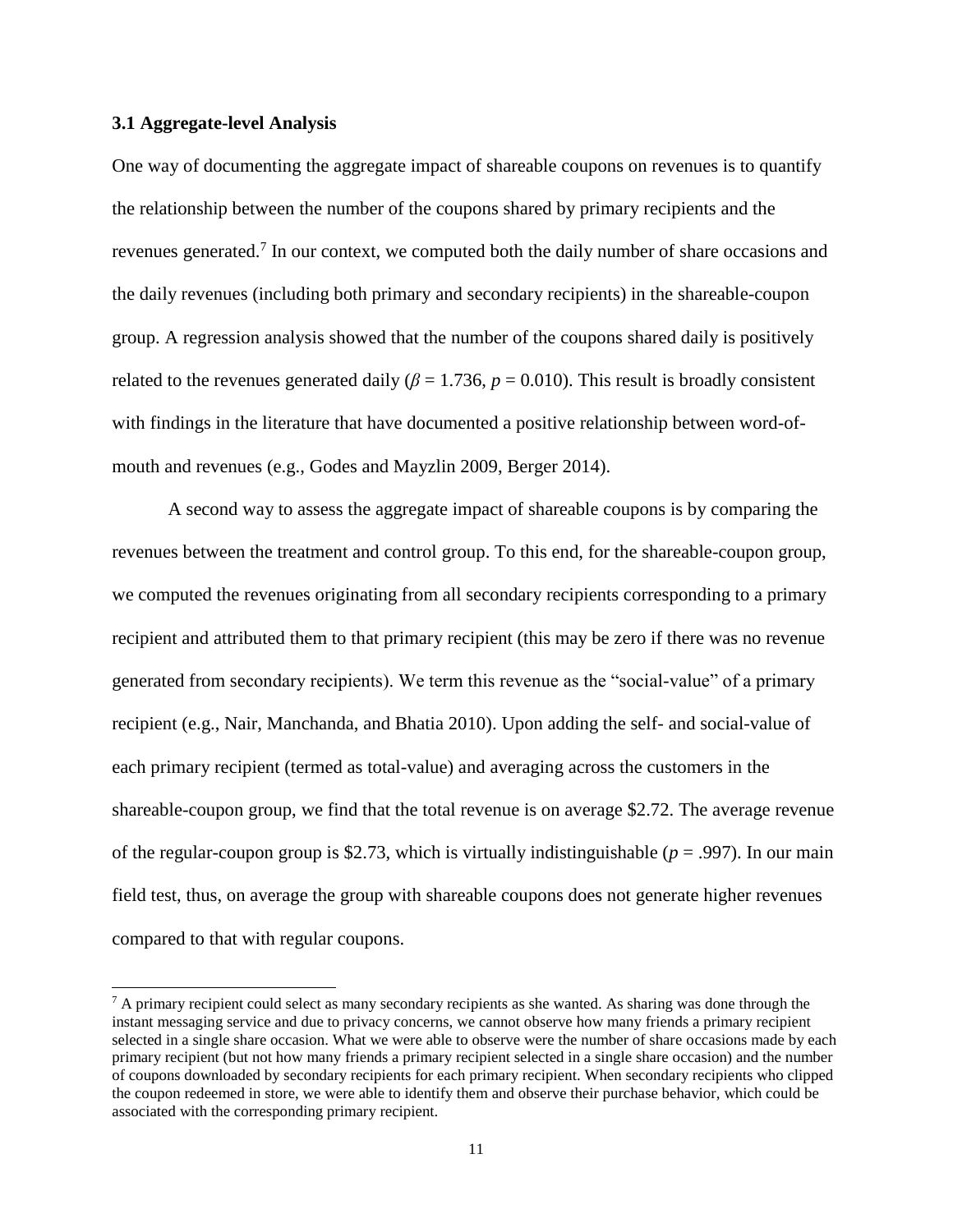### 3.1 Aggregate-level Analysis

One way of documenting the aggregate impact of shareable coupons on revenues is to quantify the relationship between the number of the coupons shared by primary recipients and the revenues generated.[7] In our context, we computed both the daily number of share occasions and the daily revenues (including both primary and secondary recipients) in the shareable-coupon group. A regression analysis showed that the number of the coupons shared daily is positively related to the revenues generated daily ($\beta = 1.736$, $p = 0.010$). This result is broadly consistent with findings in the literature that have documented a positive relationship between word-of-mouth and revenues (e.g., Godes and Mayzlin 2009, Berger 2014).

A second way to assess the aggregate impact of shareable coupons is by comparing the revenues between the treatment and control group. To this end, for the shareable-coupon group, we computed the revenues originating from all secondary recipients corresponding to a primary recipient and attributed them to that primary recipient (this may be zero if there was no revenue generated from secondary recipients). We term this revenue as the "social-value" of a primary recipient (e.g., Nair, Manchanda, and Bhatia 2010). Upon adding the self- and social-value of each primary recipient (termed as total-value) and averaging across the customers in the shareable-coupon group, we find that the total revenue is on average \$2.72. The average revenue of the regular-coupon group is \$2.73, which is virtually indistinguishable ($p = .997$). In our main field test, thus, on average the group with shareable coupons does not generate higher revenues compared to that with regular coupons.

[7] A primary recipient could select as many secondary recipients as she wanted. As sharing was done through the instant messaging service and due to privacy concerns, we cannot observe how many friends a primary recipient selected in a single share occasion. What we were able to observe were the number of share occasions made by each primary recipient (but not how many friends a primary recipient selected in a single share occasion) and the number of coupons downloaded by secondary recipients for each primary recipient. When secondary recipients who clipped the coupon redeemed in store, we were able to identify them and observe their purchase behavior, which could be associated with the corresponding primary recipient.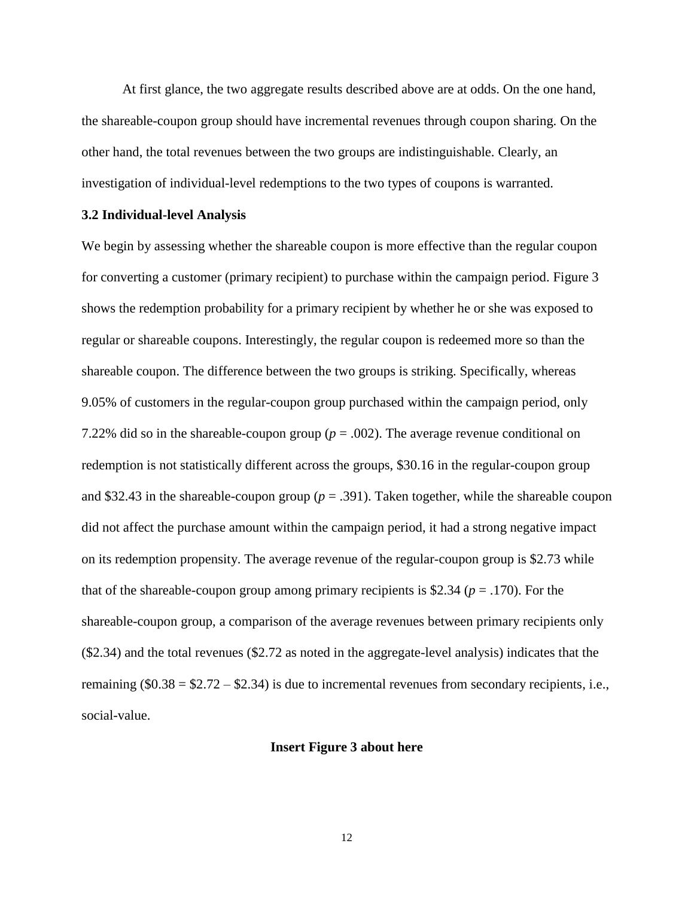At first glance, the two aggregate results described above are at odds. On the one hand, the shareable-coupon group should have incremental revenues through coupon sharing. On the other hand, the total revenues between the two groups are indistinguishable. Clearly, an investigation of individual-level redemptions to the two types of coupons is warranted.

### 3.2 Individual-level Analysis

We begin by assessing whether the shareable coupon is more effective than the regular coupon for converting a customer (primary recipient) to purchase within the campaign period. Figure 3 shows the redemption probability for a primary recipient by whether he or she was exposed to regular or shareable coupons. Interestingly, the regular coupon is redeemed more so than the shareable coupon. The difference between the two groups is striking. Specifically, whereas 9.05% of customers in the regular-coupon group purchased within the campaign period, only 7.22% did so in the shareable-coupon group ($p = .002$). The average revenue conditional on redemption is not statistically different across the groups, \$30.16 in the regular-coupon group and \$32.43 in the shareable-coupon group ($p = .391$). Taken together, while the shareable coupon did not affect the purchase amount within the campaign period, it had a strong negative impact on its redemption propensity. The average revenue of the regular-coupon group is \$2.73 while that of the shareable-coupon group among primary recipients is \$2.34 ($p = .170$). For the shareable-coupon group, a comparison of the average revenues between primary recipients only (\$2.34) and the total revenues (\$2.72 as noted in the aggregate-level analysis) indicates that the remaining (\$0.38 = \$2.72 – \$2.34) is due to incremental revenues from secondary recipients, i.e., social-value.

**Insert Figure 3 about here**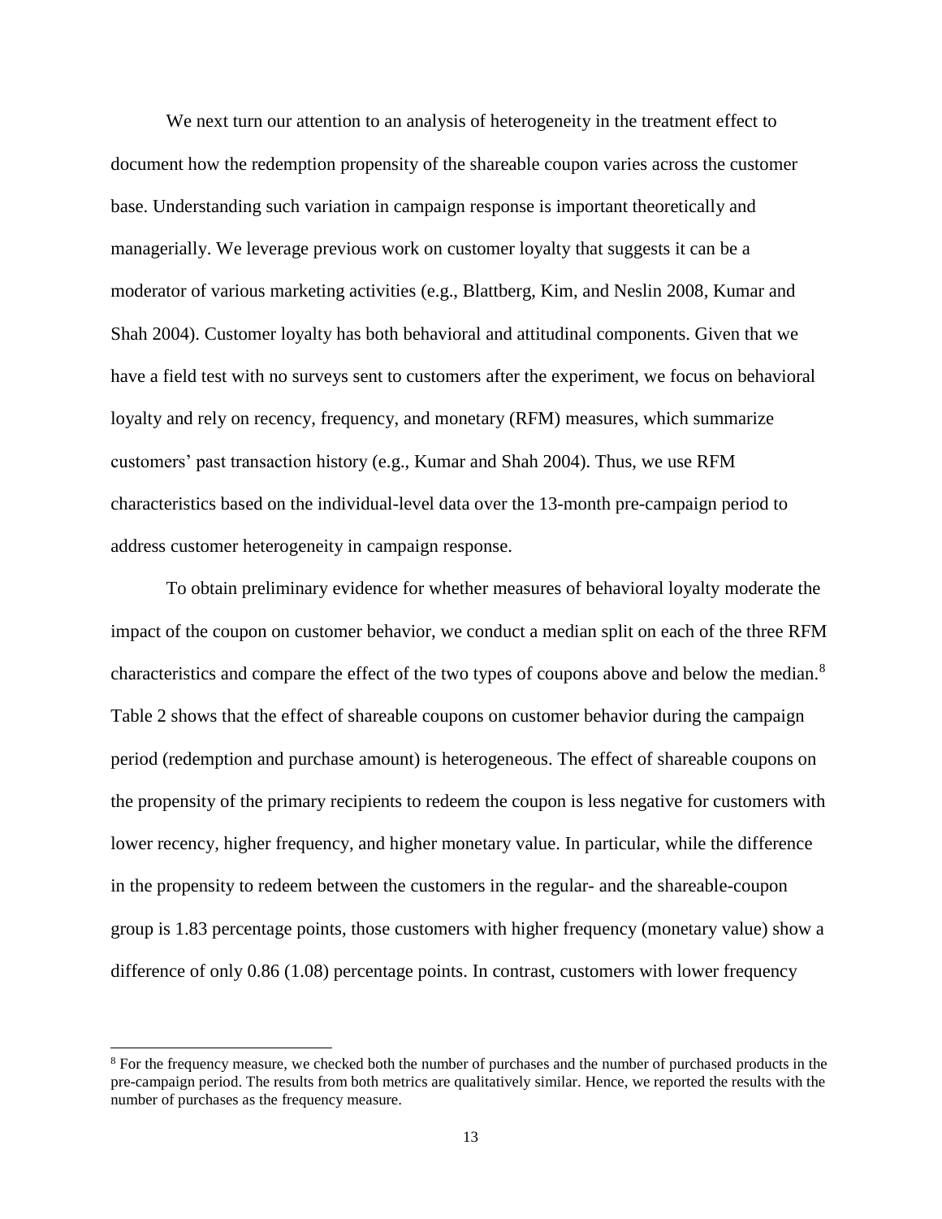We next turn our attention to an analysis of heterogeneity in the treatment effect to document how the redemption propensity of the shareable coupon varies across the customer base. Understanding such variation in campaign response is important theoretically and managerially. We leverage previous work on customer loyalty that suggests it can be a moderator of various marketing activities (e.g., Blattberg, Kim, and Neslin 2008, Kumar and Shah 2004). Customer loyalty has both behavioral and attitudinal components. Given that we have a field test with no surveys sent to customers after the experiment, we focus on behavioral loyalty and rely on recency, frequency, and monetary (RFM) measures, which summarize customers' past transaction history (e.g., Kumar and Shah 2004). Thus, we use RFM characteristics based on the individual-level data over the 13-month pre-campaign period to address customer heterogeneity in campaign response.

To obtain preliminary evidence for whether measures of behavioral loyalty moderate the impact of the coupon on customer behavior, we conduct a median split on each of the three RFM characteristics and compare the effect of the two types of coupons above and below the median.[8] Table 2 shows that the effect of shareable coupons on customer behavior during the campaign period (redemption and purchase amount) is heterogeneous. The effect of shareable coupons on the propensity of the primary recipients to redeem the coupon is less negative for customers with lower recency, higher frequency, and higher monetary value. In particular, while the difference in the propensity to redeem between the customers in the regular- and the shareable-coupon group is 1.83 percentage points, those customers with higher frequency (monetary value) show a difference of only 0.86 (1.08) percentage points. In contrast, customers with lower frequency

[8] For the frequency measure, we checked both the number of purchases and the number of purchased products in the pre-campaign period. The results from both metrics are qualitatively similar. Hence, we reported the results with the number of purchases as the frequency measure.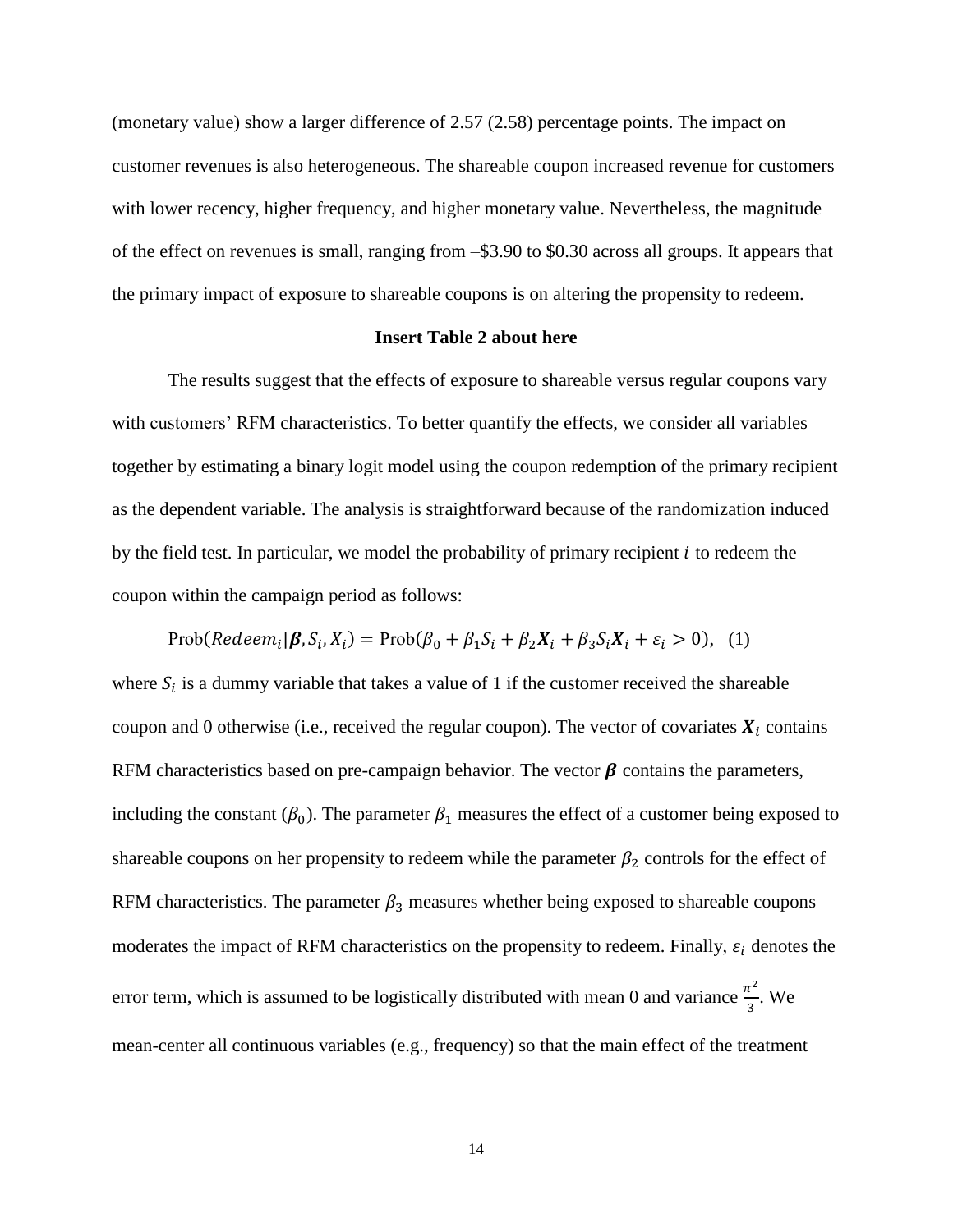(monetary value) show a larger difference of 2.57 (2.58) percentage points. The impact on customer revenues is also heterogeneous. The shareable coupon increased revenue for customers with lower recency, higher frequency, and higher monetary value. Nevertheless, the magnitude of the effect on revenues is small, ranging from –\$3.90 to \$0.30 across all groups. It appears that the primary impact of exposure to shareable coupons is on altering the propensity to redeem.

**Insert Table 2 about here**

The results suggest that the effects of exposure to shareable versus regular coupons vary with customers' RFM characteristics. To better quantify the effects, we consider all variables together by estimating a binary logit model using the coupon redemption of the primary recipient as the dependent variable. The analysis is straightforward because of the randomization induced by the field test. In particular, we model the probability of primary recipient $i$ to redeem the coupon within the campaign period as follows:

$$\text{Prob}(Redeem_i|\boldsymbol{\beta}, S_i, X_i) = \text{Prob}(\beta_0 + \beta_1 S_i + \beta_2 \boldsymbol{X}_i + \beta_3 S_i \boldsymbol{X}_i + \varepsilon_i > 0), \quad (1)$$

where $S_i$ is a dummy variable that takes a value of 1 if the customer received the shareable coupon and 0 otherwise (i.e., received the regular coupon). The vector of covariates $\boldsymbol{X}_i$ contains RFM characteristics based on pre-campaign behavior. The vector $\boldsymbol{\beta}$ contains the parameters, including the constant ($\beta_0$). The parameter $\beta_1$ measures the effect of a customer being exposed to shareable coupons on her propensity to redeem while the parameter $\beta_2$ controls for the effect of RFM characteristics. The parameter $\beta_3$ measures whether being exposed to shareable coupons moderates the impact of RFM characteristics on the propensity to redeem. Finally, $\varepsilon_i$ denotes the error term, which is assumed to be logistically distributed with mean 0 and variance $\frac{\pi^2}{3}$. We mean-center all continuous variables (e.g., frequency) so that the main effect of the treatment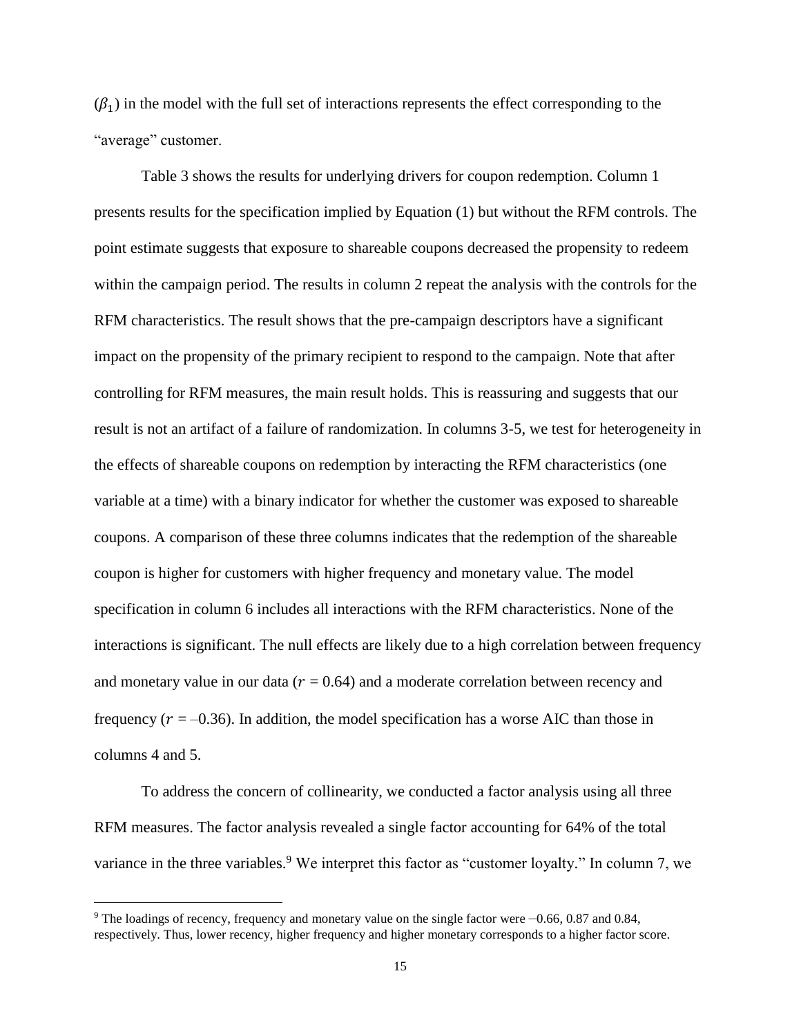($\beta_1$) in the model with the full set of interactions represents the effect corresponding to the "average" customer.

Table 3 shows the results for underlying drivers for coupon redemption. Column 1 presents results for the specification implied by Equation (1) but without the RFM controls. The point estimate suggests that exposure to shareable coupons decreased the propensity to redeem within the campaign period. The results in column 2 repeat the analysis with the controls for the RFM characteristics. The result shows that the pre-campaign descriptors have a significant impact on the propensity of the primary recipient to respond to the campaign. Note that after controlling for RFM measures, the main result holds. This is reassuring and suggests that our result is not an artifact of a failure of randomization. In columns 3-5, we test for heterogeneity in the effects of shareable coupons on redemption by interacting the RFM characteristics (one variable at a time) with a binary indicator for whether the customer was exposed to shareable coupons. A comparison of these three columns indicates that the redemption of the shareable coupon is higher for customers with higher frequency and monetary value. The model specification in column 6 includes all interactions with the RFM characteristics. None of the interactions is significant. The null effects are likely due to a high correlation between frequency and monetary value in our data ($r$ = 0.64) and a moderate correlation between recency and frequency ($r$ = –0.36). In addition, the model specification has a worse AIC than those in columns 4 and 5.

To address the concern of collinearity, we conducted a factor analysis using all three RFM measures. The factor analysis revealed a single factor accounting for 64% of the total variance in the three variables.[9] We interpret this factor as "customer loyalty." In column 7, we

[9] The loadings of recency, frequency and monetary value on the single factor were –0.66, 0.87 and 0.84, respectively. Thus, lower recency, higher frequency and higher monetary corresponds to a higher factor score.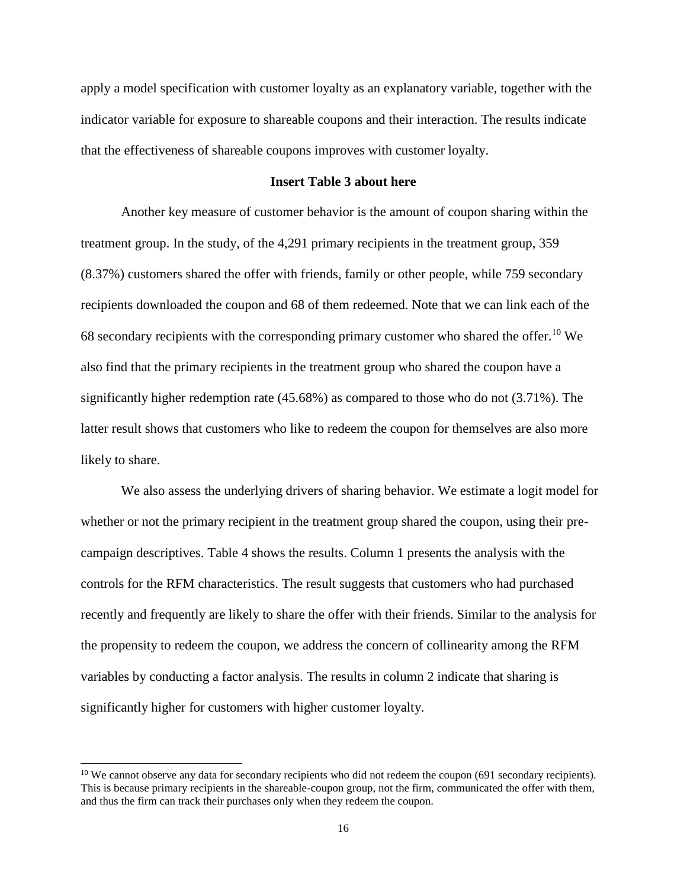apply a model specification with customer loyalty as an explanatory variable, together with the indicator variable for exposure to shareable coupons and their interaction. The results indicate that the effectiveness of shareable coupons improves with customer loyalty.

**Insert Table 3 about here**

Another key measure of customer behavior is the amount of coupon sharing within the treatment group. In the study, of the 4,291 primary recipients in the treatment group, 359 (8.37%) customers shared the offer with friends, family or other people, while 759 secondary recipients downloaded the coupon and 68 of them redeemed. Note that we can link each of the 68 secondary recipients with the corresponding primary customer who shared the offer.[10] We also find that the primary recipients in the treatment group who shared the coupon have a significantly higher redemption rate (45.68%) as compared to those who do not (3.71%). The latter result shows that customers who like to redeem the coupon for themselves are also more likely to share.

We also assess the underlying drivers of sharing behavior. We estimate a logit model for whether or not the primary recipient in the treatment group shared the coupon, using their pre-campaign descriptives. Table 4 shows the results. Column 1 presents the analysis with the controls for the RFM characteristics. The result suggests that customers who had purchased recently and frequently are likely to share the offer with their friends. Similar to the analysis for the propensity to redeem the coupon, we address the concern of collinearity among the RFM variables by conducting a factor analysis. The results in column 2 indicate that sharing is significantly higher for customers with higher customer loyalty.

[10] We cannot observe any data for secondary recipients who did not redeem the coupon (691 secondary recipients). This is because primary recipients in the shareable-coupon group, not the firm, communicated the offer with them, and thus the firm can track their purchases only when they redeem the coupon.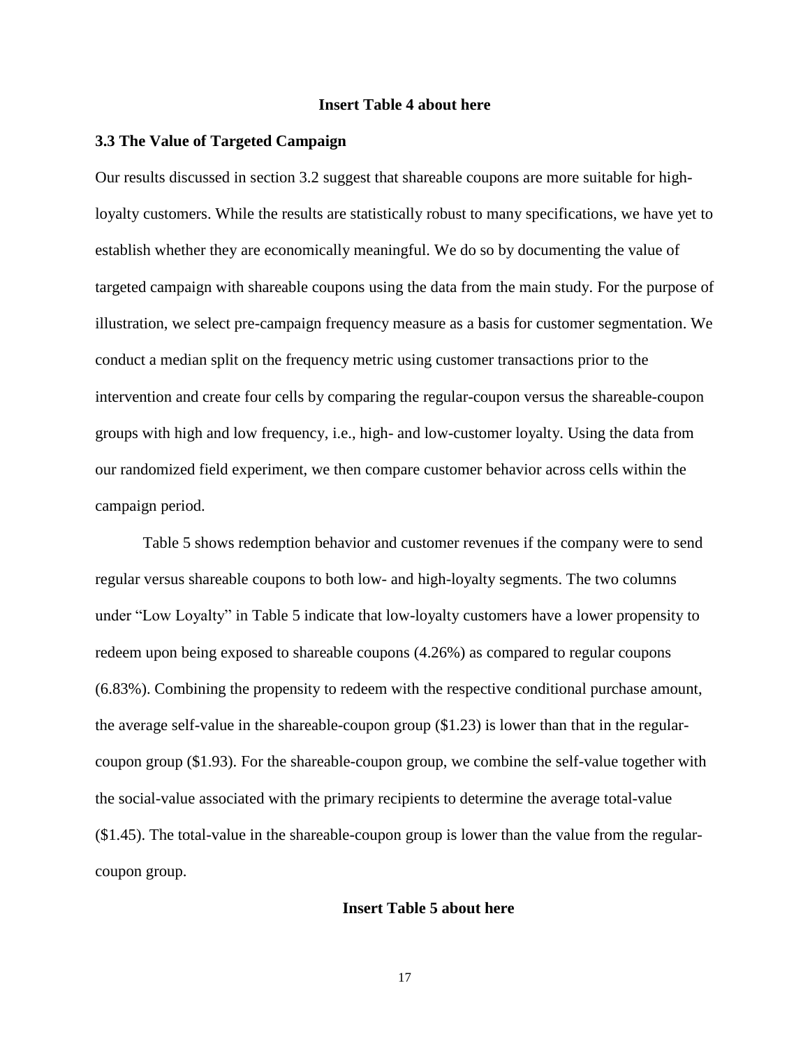**Insert Table 4 about here**

### 3.3 The Value of Targeted Campaign

Our results discussed in section 3.2 suggest that shareable coupons are more suitable for high-loyalty customers. While the results are statistically robust to many specifications, we have yet to establish whether they are economically meaningful. We do so by documenting the value of targeted campaign with shareable coupons using the data from the main study. For the purpose of illustration, we select pre-campaign frequency measure as a basis for customer segmentation. We conduct a median split on the frequency metric using customer transactions prior to the intervention and create four cells by comparing the regular-coupon versus the shareable-coupon groups with high and low frequency, i.e., high- and low-customer loyalty. Using the data from our randomized field experiment, we then compare customer behavior across cells within the campaign period.

Table 5 shows redemption behavior and customer revenues if the company were to send regular versus shareable coupons to both low- and high-loyalty segments. The two columns under "Low Loyalty" in Table 5 indicate that low-loyalty customers have a lower propensity to redeem upon being exposed to shareable coupons (4.26%) as compared to regular coupons (6.83%). Combining the propensity to redeem with the respective conditional purchase amount, the average self-value in the shareable-coupon group ($1.23) is lower than that in the regular-coupon group ($1.93). For the shareable-coupon group, we combine the self-value together with the social-value associated with the primary recipients to determine the average total-value ($1.45). The total-value in the shareable-coupon group is lower than the value from the regular-coupon group.

**Insert Table 5 about here**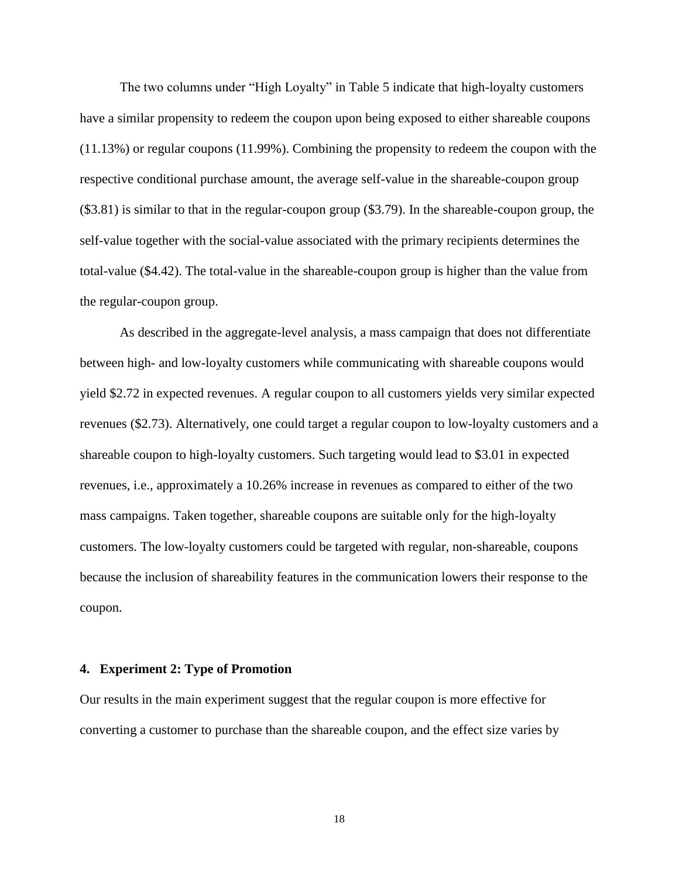The two columns under "High Loyalty" in Table 5 indicate that high-loyalty customers have a similar propensity to redeem the coupon upon being exposed to either shareable coupons (11.13%) or regular coupons (11.99%). Combining the propensity to redeem the coupon with the respective conditional purchase amount, the average self-value in the shareable-coupon group ($3.81) is similar to that in the regular-coupon group ($3.79). In the shareable-coupon group, the self-value together with the social-value associated with the primary recipients determines the total-value ($4.42). The total-value in the shareable-coupon group is higher than the value from the regular-coupon group.

As described in the aggregate-level analysis, a mass campaign that does not differentiate between high- and low-loyalty customers while communicating with shareable coupons would yield $2.72 in expected revenues. A regular coupon to all customers yields very similar expected revenues ($2.73). Alternatively, one could target a regular coupon to low-loyalty customers and a shareable coupon to high-loyalty customers. Such targeting would lead to $3.01 in expected revenues, i.e., approximately a 10.26% increase in revenues as compared to either of the two mass campaigns. Taken together, shareable coupons are suitable only for the high-loyalty customers. The low-loyalty customers could be targeted with regular, non-shareable, coupons because the inclusion of shareability features in the communication lowers their response to the coupon.

## 4. Experiment 2: Type of Promotion

Our results in the main experiment suggest that the regular coupon is more effective for converting a customer to purchase than the shareable coupon, and the effect size varies by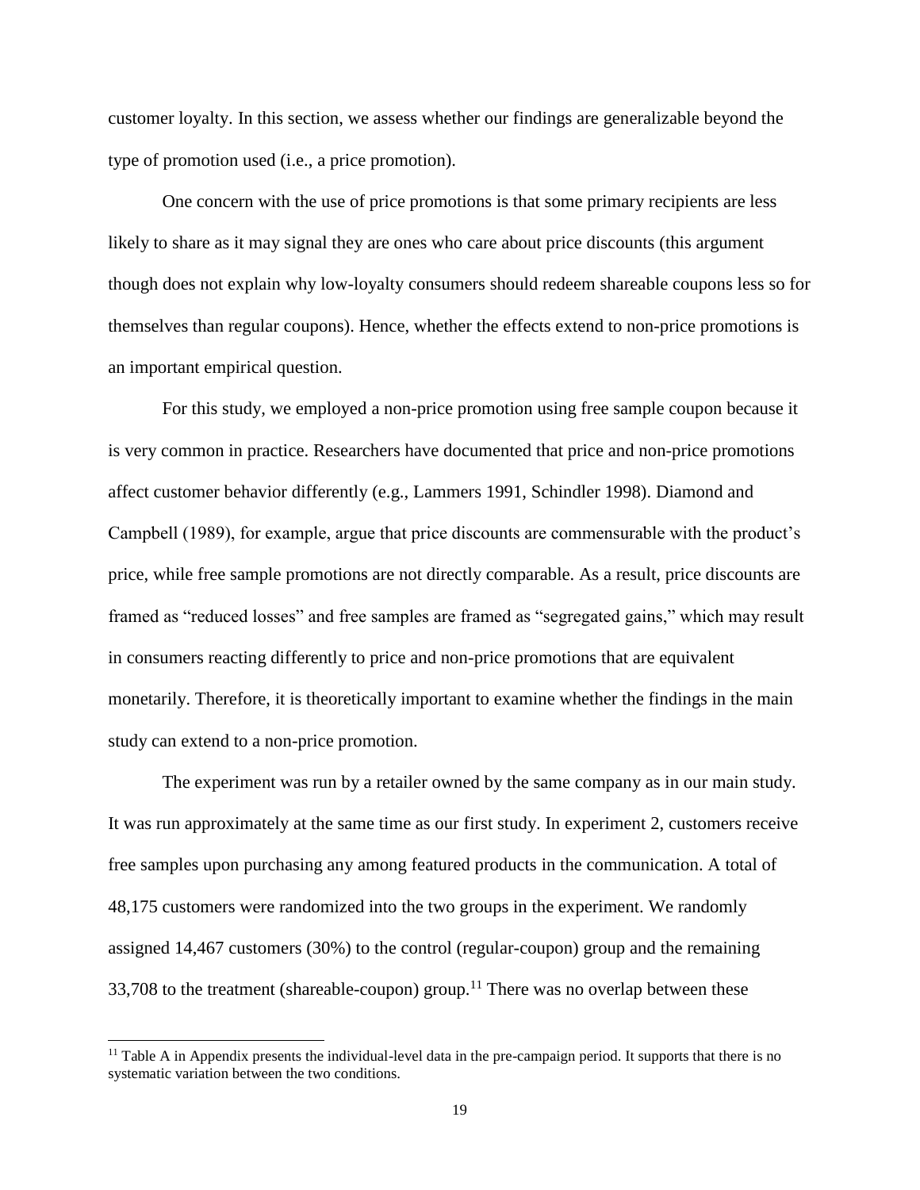customer loyalty. In this section, we assess whether our findings are generalizable beyond the type of promotion used (i.e., a price promotion).

One concern with the use of price promotions is that some primary recipients are less likely to share as it may signal they are ones who care about price discounts (this argument though does not explain why low-loyalty consumers should redeem shareable coupons less so for themselves than regular coupons). Hence, whether the effects extend to non-price promotions is an important empirical question.

For this study, we employed a non-price promotion using free sample coupon because it is very common in practice. Researchers have documented that price and non-price promotions affect customer behavior differently (e.g., Lammers 1991, Schindler 1998). Diamond and Campbell (1989), for example, argue that price discounts are commensurable with the product's price, while free sample promotions are not directly comparable. As a result, price discounts are framed as "reduced losses" and free samples are framed as "segregated gains," which may result in consumers reacting differently to price and non-price promotions that are equivalent monetarily. Therefore, it is theoretically important to examine whether the findings in the main study can extend to a non-price promotion.

The experiment was run by a retailer owned by the same company as in our main study. It was run approximately at the same time as our first study. In experiment 2, customers receive free samples upon purchasing any among featured products in the communication. A total of 48,175 customers were randomized into the two groups in the experiment. We randomly assigned 14,467 customers (30%) to the control (regular-coupon) group and the remaining 33,708 to the treatment (shareable-coupon) group.[11] There was no overlap between these

[11] Table A in Appendix presents the individual-level data in the pre-campaign period. It supports that there is no systematic variation between the two conditions.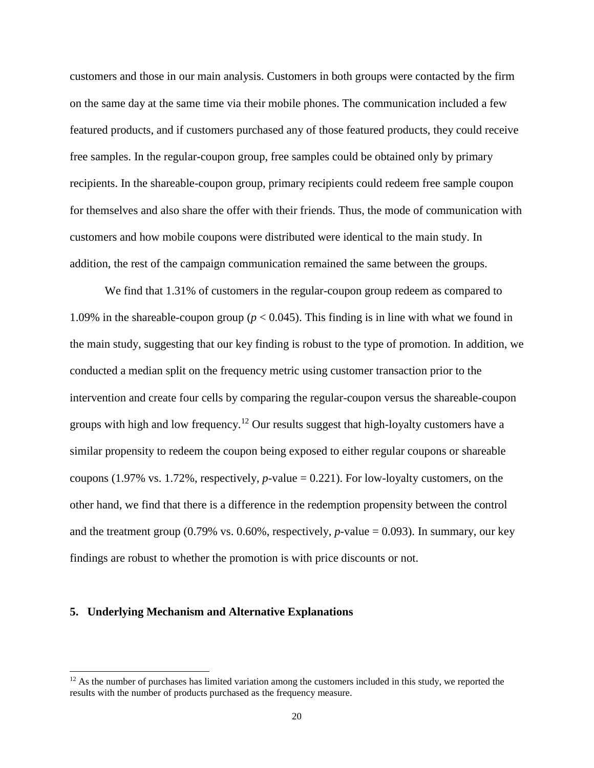customers and those in our main analysis. Customers in both groups were contacted by the firm on the same day at the same time via their mobile phones. The communication included a few featured products, and if customers purchased any of those featured products, they could receive free samples. In the regular-coupon group, free samples could be obtained only by primary recipients. In the shareable-coupon group, primary recipients could redeem free sample coupon for themselves and also share the offer with their friends. Thus, the mode of communication with customers and how mobile coupons were distributed were identical to the main study. In addition, the rest of the campaign communication remained the same between the groups.

We find that 1.31% of customers in the regular-coupon group redeem as compared to 1.09% in the shareable-coupon group ($p < 0.045$). This finding is in line with what we found in the main study, suggesting that our key finding is robust to the type of promotion. In addition, we conducted a median split on the frequency metric using customer transaction prior to the intervention and create four cells by comparing the regular-coupon versus the shareable-coupon groups with high and low frequency.[12] Our results suggest that high-loyalty customers have a similar propensity to redeem the coupon being exposed to either regular coupons or shareable coupons (1.97% vs. 1.72%, respectively, $p$-value = 0.221). For low-loyalty customers, on the other hand, we find that there is a difference in the redemption propensity between the control and the treatment group (0.79% vs. 0.60%, respectively, $p$-value = 0.093). In summary, our key findings are robust to whether the promotion is with price discounts or not.

## 5. Underlying Mechanism and Alternative Explanations

[12] As the number of purchases has limited variation among the customers included in this study, we reported the results with the number of products purchased as the frequency measure.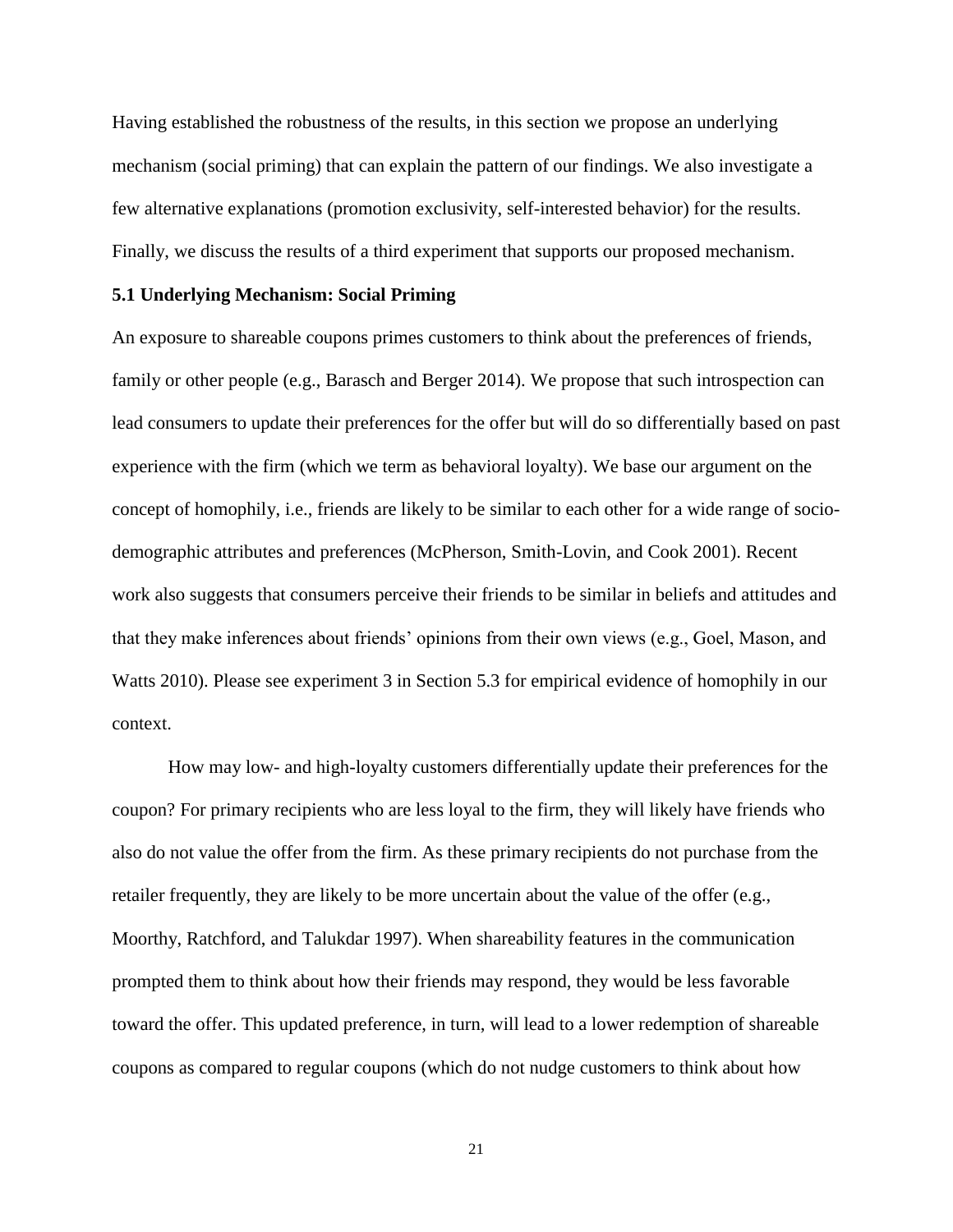Having established the robustness of the results, in this section we propose an underlying mechanism (social priming) that can explain the pattern of our findings. We also investigate a few alternative explanations (promotion exclusivity, self-interested behavior) for the results. Finally, we discuss the results of a third experiment that supports our proposed mechanism.

### 5.1 Underlying Mechanism: Social Priming

An exposure to shareable coupons primes customers to think about the preferences of friends, family or other people (e.g., Barasch and Berger 2014). We propose that such introspection can lead consumers to update their preferences for the offer but will do so differentially based on past experience with the firm (which we term as behavioral loyalty). We base our argument on the concept of homophily, i.e., friends are likely to be similar to each other for a wide range of socio-demographic attributes and preferences (McPherson, Smith-Lovin, and Cook 2001). Recent work also suggests that consumers perceive their friends to be similar in beliefs and attitudes and that they make inferences about friends' opinions from their own views (e.g., Goel, Mason, and Watts 2010). Please see experiment 3 in Section 5.3 for empirical evidence of homophily in our context.

How may low- and high-loyalty customers differentially update their preferences for the coupon? For primary recipients who are less loyal to the firm, they will likely have friends who also do not value the offer from the firm. As these primary recipients do not purchase from the retailer frequently, they are likely to be more uncertain about the value of the offer (e.g., Moorthy, Ratchford, and Talukdar 1997). When shareability features in the communication prompted them to think about how their friends may respond, they would be less favorable toward the offer. This updated preference, in turn, will lead to a lower redemption of shareable coupons as compared to regular coupons (which do not nudge customers to think about how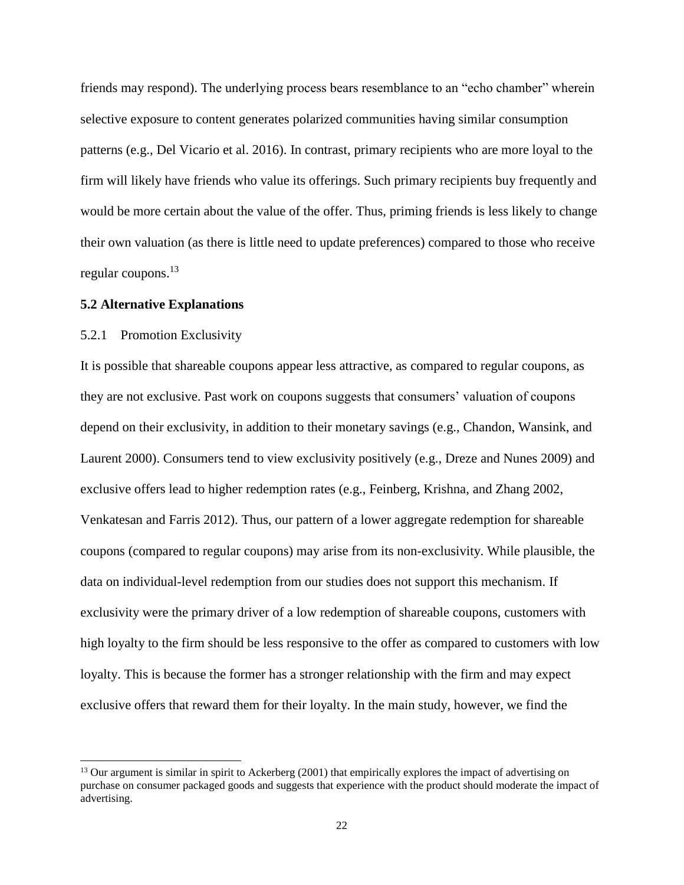friends may respond). The underlying process bears resemblance to an "echo chamber" wherein selective exposure to content generates polarized communities having similar consumption patterns (e.g., Del Vicario et al. 2016). In contrast, primary recipients who are more loyal to the firm will likely have friends who value its offerings. Such primary recipients buy frequently and would be more certain about the value of the offer. Thus, priming friends is less likely to change their own valuation (as there is little need to update preferences) compared to those who receive regular coupons.[13]

### 5.2 Alternative Explanations

#### 5.2.1 Promotion Exclusivity

It is possible that shareable coupons appear less attractive, as compared to regular coupons, as they are not exclusive. Past work on coupons suggests that consumers' valuation of coupons depend on their exclusivity, in addition to their monetary savings (e.g., Chandon, Wansink, and Laurent 2000). Consumers tend to view exclusivity positively (e.g., Dreze and Nunes 2009) and exclusive offers lead to higher redemption rates (e.g., Feinberg, Krishna, and Zhang 2002, Venkatesan and Farris 2012). Thus, our pattern of a lower aggregate redemption for shareable coupons (compared to regular coupons) may arise from its non-exclusivity. While plausible, the data on individual-level redemption from our studies does not support this mechanism. If exclusivity were the primary driver of a low redemption of shareable coupons, customers with high loyalty to the firm should be less responsive to the offer as compared to customers with low loyalty. This is because the former has a stronger relationship with the firm and may expect exclusive offers that reward them for their loyalty. In the main study, however, we find the

[13] Our argument is similar in spirit to Ackerberg (2001) that empirically explores the impact of advertising on purchase on consumer packaged goods and suggests that experience with the product should moderate the impact of advertising.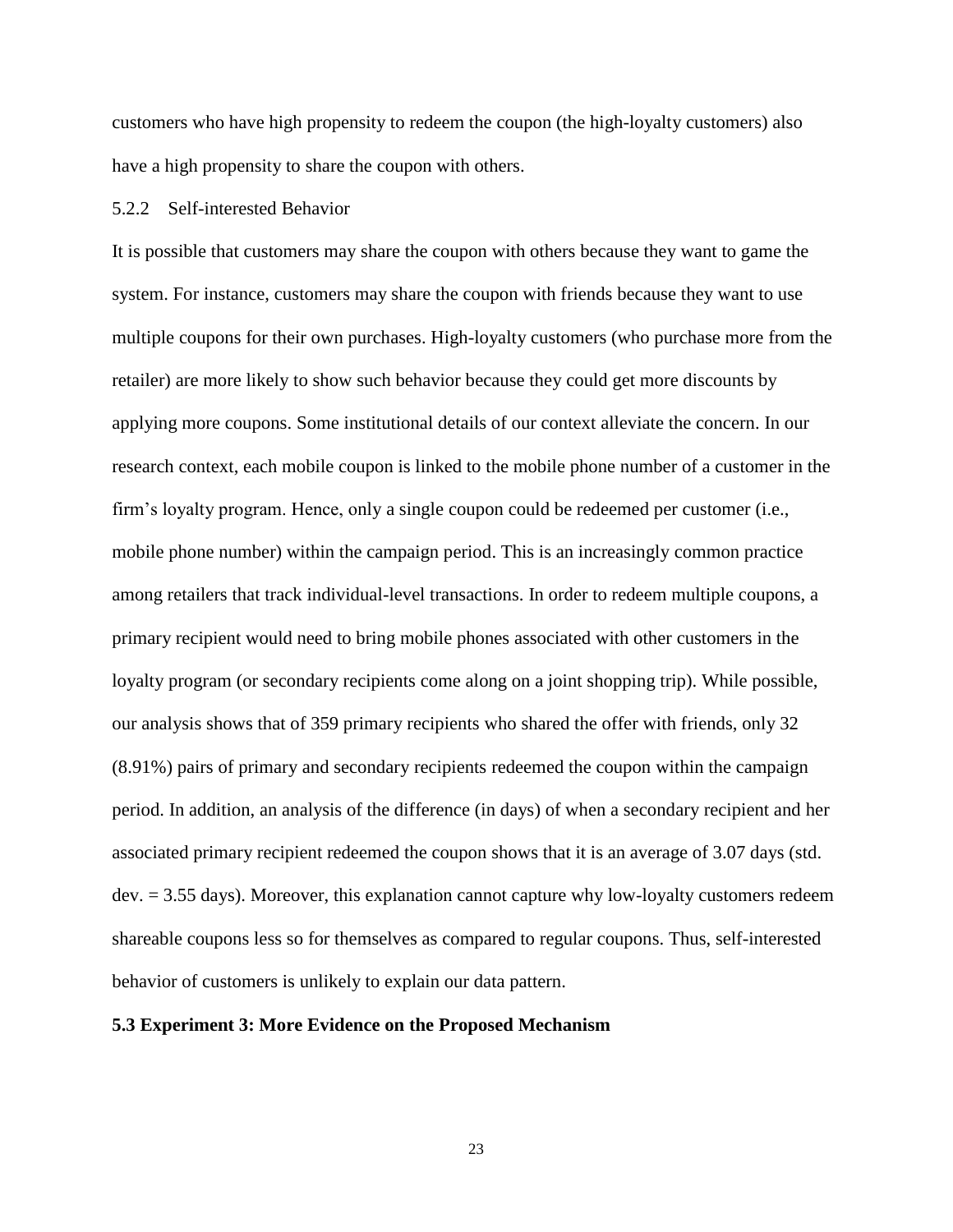customers who have high propensity to redeem the coupon (the high-loyalty customers) also have a high propensity to share the coupon with others.

#### 5.2.2 Self-interested Behavior

It is possible that customers may share the coupon with others because they want to game the system. For instance, customers may share the coupon with friends because they want to use multiple coupons for their own purchases. High-loyalty customers (who purchase more from the retailer) are more likely to show such behavior because they could get more discounts by applying more coupons. Some institutional details of our context alleviate the concern. In our research context, each mobile coupon is linked to the mobile phone number of a customer in the firm's loyalty program. Hence, only a single coupon could be redeemed per customer (i.e., mobile phone number) within the campaign period. This is an increasingly common practice among retailers that track individual-level transactions. In order to redeem multiple coupons, a primary recipient would need to bring mobile phones associated with other customers in the loyalty program (or secondary recipients come along on a joint shopping trip). While possible, our analysis shows that of 359 primary recipients who shared the offer with friends, only 32 (8.91%) pairs of primary and secondary recipients redeemed the coupon within the campaign period. In addition, an analysis of the difference (in days) of when a secondary recipient and her associated primary recipient redeemed the coupon shows that it is an average of 3.07 days (std. dev. = 3.55 days). Moreover, this explanation cannot capture why low-loyalty customers redeem shareable coupons less so for themselves as compared to regular coupons. Thus, self-interested behavior of customers is unlikely to explain our data pattern.

### 5.3 Experiment 3: More Evidence on the Proposed Mechanism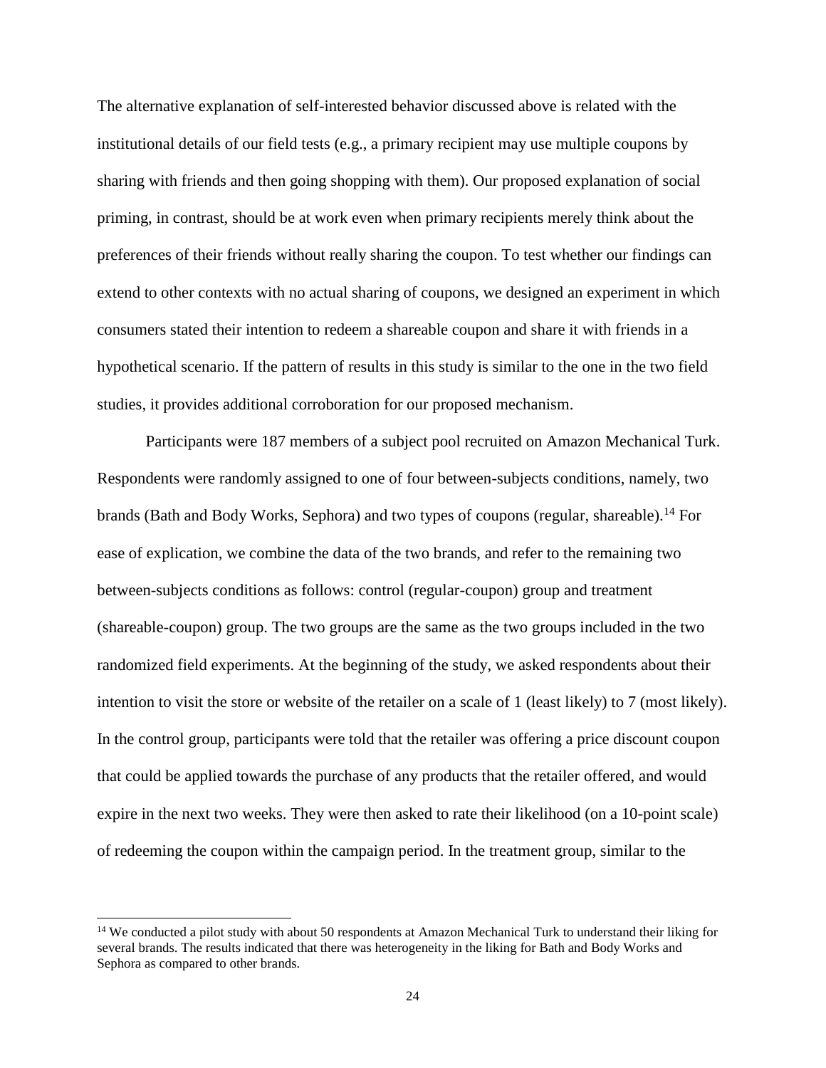The alternative explanation of self-interested behavior discussed above is related with the institutional details of our field tests (e.g., a primary recipient may use multiple coupons by sharing with friends and then going shopping with them). Our proposed explanation of social priming, in contrast, should be at work even when primary recipients merely think about the preferences of their friends without really sharing the coupon. To test whether our findings can extend to other contexts with no actual sharing of coupons, we designed an experiment in which consumers stated their intention to redeem a shareable coupon and share it with friends in a hypothetical scenario. If the pattern of results in this study is similar to the one in the two field studies, it provides additional corroboration for our proposed mechanism.

Participants were 187 members of a subject pool recruited on Amazon Mechanical Turk. Respondents were randomly assigned to one of four between-subjects conditions, namely, two brands (Bath and Body Works, Sephora) and two types of coupons (regular, shareable).[14] For ease of explication, we combine the data of the two brands, and refer to the remaining two between-subjects conditions as follows: control (regular-coupon) group and treatment (shareable-coupon) group. The two groups are the same as the two groups included in the two randomized field experiments. At the beginning of the study, we asked respondents about their intention to visit the store or website of the retailer on a scale of 1 (least likely) to 7 (most likely). In the control group, participants were told that the retailer was offering a price discount coupon that could be applied towards the purchase of any products that the retailer offered, and would expire in the next two weeks. They were then asked to rate their likelihood (on a 10-point scale) of redeeming the coupon within the campaign period. In the treatment group, similar to the

[14] We conducted a pilot study with about 50 respondents at Amazon Mechanical Turk to understand their liking for several brands. The results indicated that there was heterogeneity in the liking for Bath and Body Works and Sephora as compared to other brands.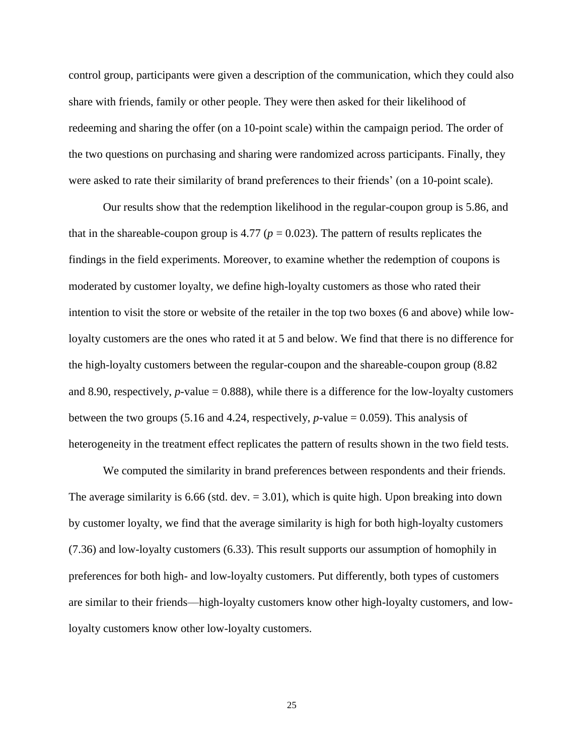control group, participants were given a description of the communication, which they could also share with friends, family or other people. They were then asked for their likelihood of redeeming and sharing the offer (on a 10-point scale) within the campaign period. The order of the two questions on purchasing and sharing were randomized across participants. Finally, they were asked to rate their similarity of brand preferences to their friends' (on a 10-point scale).

Our results show that the redemption likelihood in the regular-coupon group is 5.86, and that in the shareable-coupon group is 4.77 ($p = 0.023$). The pattern of results replicates the findings in the field experiments. Moreover, to examine whether the redemption of coupons is moderated by customer loyalty, we define high-loyalty customers as those who rated their intention to visit the store or website of the retailer in the top two boxes (6 and above) while low-loyalty customers are the ones who rated it at 5 and below. We find that there is no difference for the high-loyalty customers between the regular-coupon and the shareable-coupon group (8.82 and 8.90, respectively, $p$-value = 0.888), while there is a difference for the low-loyalty customers between the two groups (5.16 and 4.24, respectively, $p$-value = 0.059). This analysis of heterogeneity in the treatment effect replicates the pattern of results shown in the two field tests.

We computed the similarity in brand preferences between respondents and their friends. The average similarity is 6.66 (std. dev. = 3.01), which is quite high. Upon breaking into down by customer loyalty, we find that the average similarity is high for both high-loyalty customers (7.36) and low-loyalty customers (6.33). This result supports our assumption of homophily in preferences for both high- and low-loyalty customers. Put differently, both types of customers are similar to their friends—high-loyalty customers know other high-loyalty customers, and low-loyalty customers know other low-loyalty customers.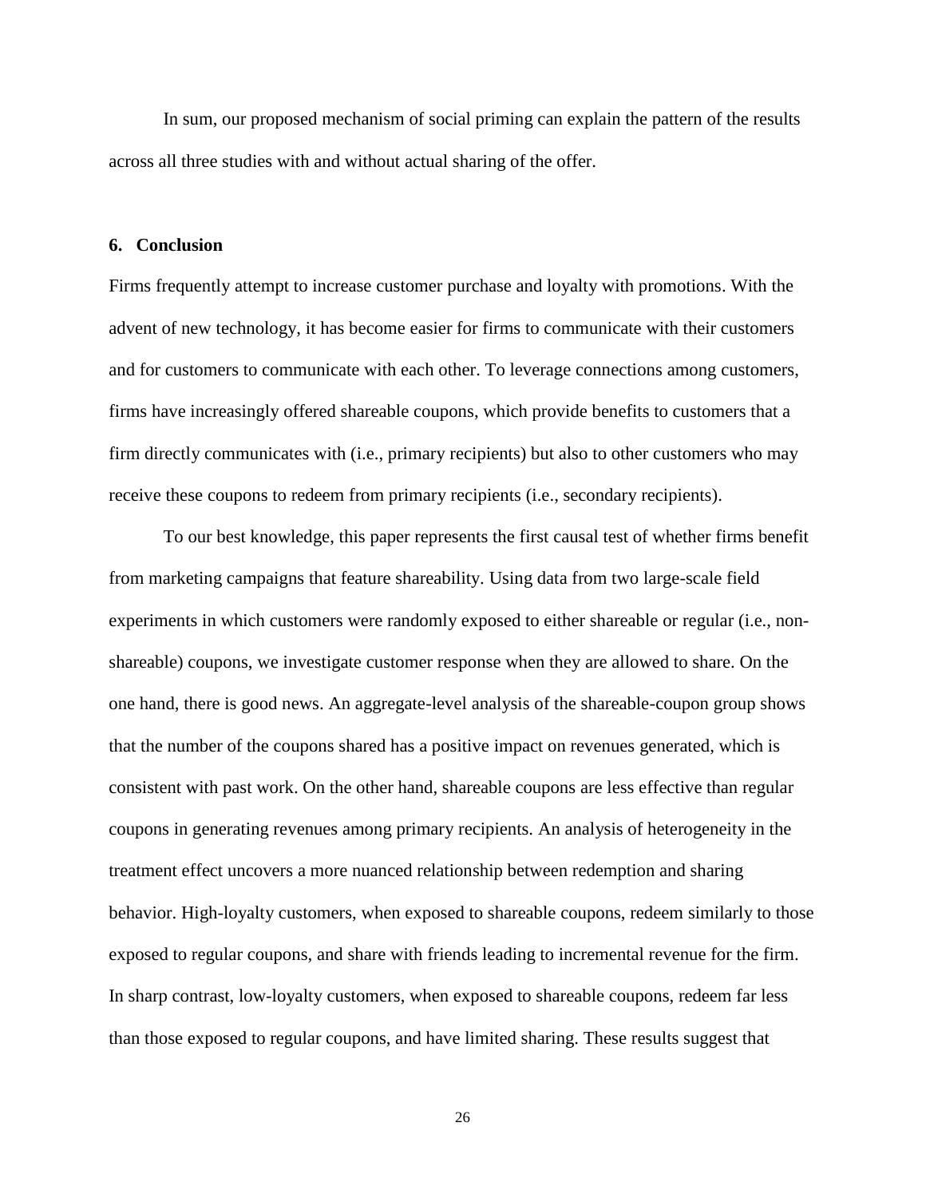In sum, our proposed mechanism of social priming can explain the pattern of the results across all three studies with and without actual sharing of the offer.

## 6. Conclusion

Firms frequently attempt to increase customer purchase and loyalty with promotions. With the advent of new technology, it has become easier for firms to communicate with their customers and for customers to communicate with each other. To leverage connections among customers, firms have increasingly offered shareable coupons, which provide benefits to customers that a firm directly communicates with (i.e., primary recipients) but also to other customers who may receive these coupons to redeem from primary recipients (i.e., secondary recipients).

To our best knowledge, this paper represents the first causal test of whether firms benefit from marketing campaigns that feature shareability. Using data from two large-scale field experiments in which customers were randomly exposed to either shareable or regular (i.e., non-shareable) coupons, we investigate customer response when they are allowed to share. On the one hand, there is good news. An aggregate-level analysis of the shareable-coupon group shows that the number of the coupons shared has a positive impact on revenues generated, which is consistent with past work. On the other hand, shareable coupons are less effective than regular coupons in generating revenues among primary recipients. An analysis of heterogeneity in the treatment effect uncovers a more nuanced relationship between redemption and sharing behavior. High-loyalty customers, when exposed to shareable coupons, redeem similarly to those exposed to regular coupons, and share with friends leading to incremental revenue for the firm. In sharp contrast, low-loyalty customers, when exposed to shareable coupons, redeem far less than those exposed to regular coupons, and have limited sharing. These results suggest that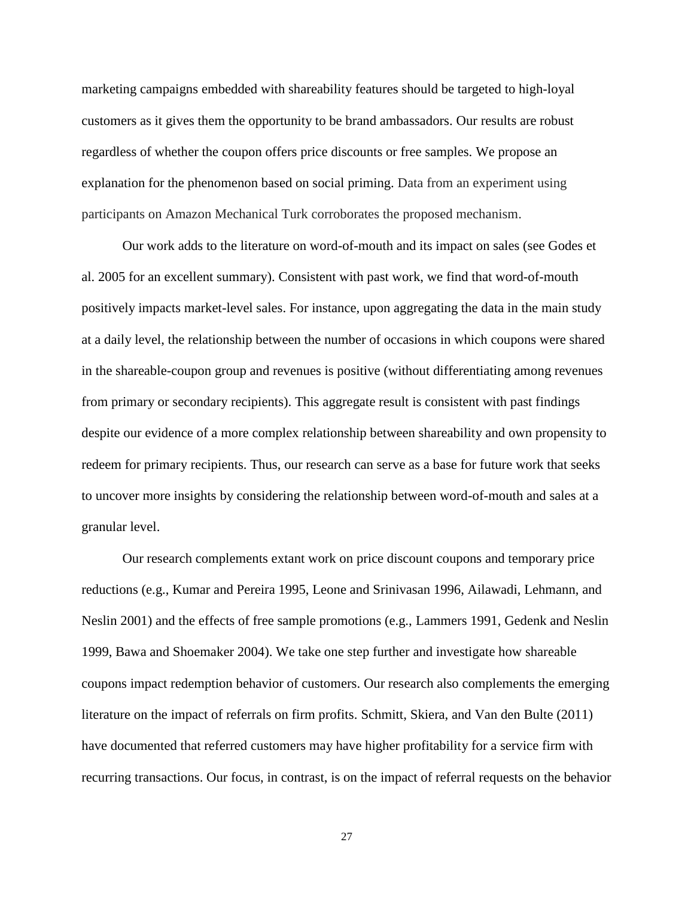marketing campaigns embedded with shareability features should be targeted to high-loyal customers as it gives them the opportunity to be brand ambassadors. Our results are robust regardless of whether the coupon offers price discounts or free samples. We propose an explanation for the phenomenon based on social priming. Data from an experiment using participants on Amazon Mechanical Turk corroborates the proposed mechanism.

Our work adds to the literature on word-of-mouth and its impact on sales (see Godes et al. 2005 for an excellent summary). Consistent with past work, we find that word-of-mouth positively impacts market-level sales. For instance, upon aggregating the data in the main study at a daily level, the relationship between the number of occasions in which coupons were shared in the shareable-coupon group and revenues is positive (without differentiating among revenues from primary or secondary recipients). This aggregate result is consistent with past findings despite our evidence of a more complex relationship between shareability and own propensity to redeem for primary recipients. Thus, our research can serve as a base for future work that seeks to uncover more insights by considering the relationship between word-of-mouth and sales at a granular level.

Our research complements extant work on price discount coupons and temporary price reductions (e.g., Kumar and Pereira 1995, Leone and Srinivasan 1996, Ailawadi, Lehmann, and Neslin 2001) and the effects of free sample promotions (e.g., Lammers 1991, Gedenk and Neslin 1999, Bawa and Shoemaker 2004). We take one step further and investigate how shareable coupons impact redemption behavior of customers. Our research also complements the emerging literature on the impact of referrals on firm profits. Schmitt, Skiera, and Van den Bulte (2011) have documented that referred customers may have higher profitability for a service firm with recurring transactions. Our focus, in contrast, is on the impact of referral requests on the behavior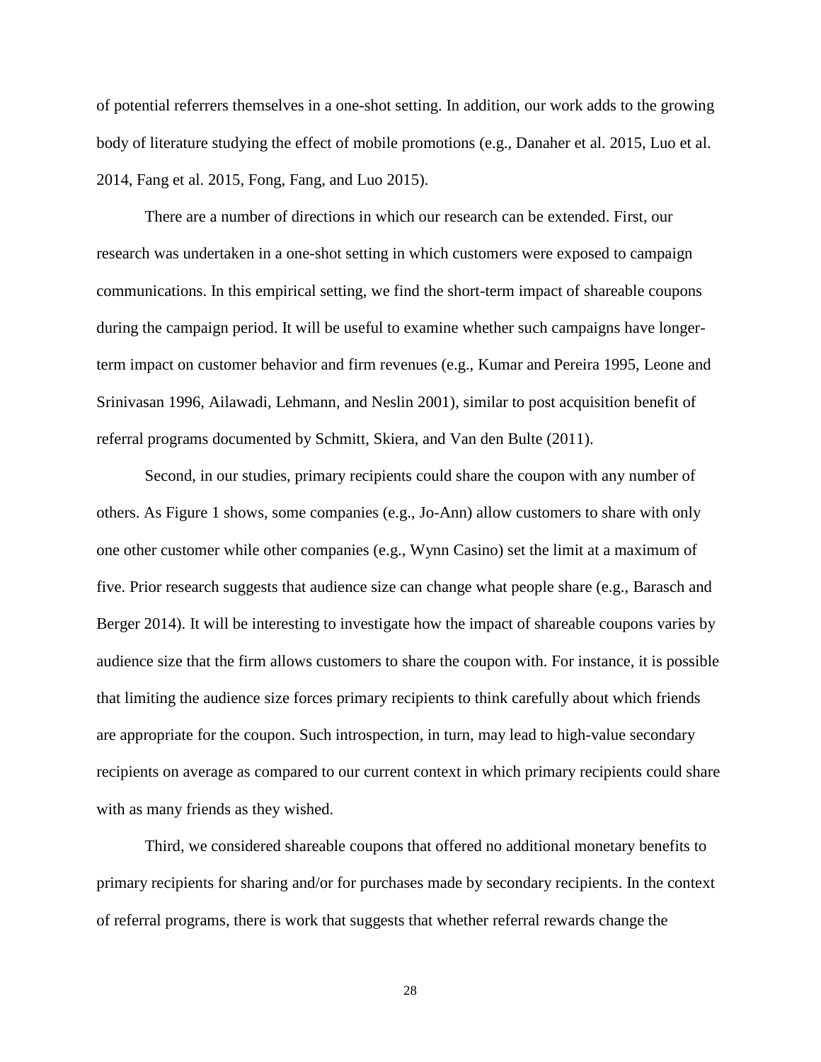of potential referrers themselves in a one-shot setting. In addition, our work adds to the growing body of literature studying the effect of mobile promotions (e.g., Danaher et al. 2015, Luo et al. 2014, Fang et al. 2015, Fong, Fang, and Luo 2015).

There are a number of directions in which our research can be extended. First, our research was undertaken in a one-shot setting in which customers were exposed to campaign communications. In this empirical setting, we find the short-term impact of shareable coupons during the campaign period. It will be useful to examine whether such campaigns have longer-term impact on customer behavior and firm revenues (e.g., Kumar and Pereira 1995, Leone and Srinivasan 1996, Ailawadi, Lehmann, and Neslin 2001), similar to post acquisition benefit of referral programs documented by Schmitt, Skiera, and Van den Bulte (2011).

Second, in our studies, primary recipients could share the coupon with any number of others. As Figure 1 shows, some companies (e.g., Jo-Ann) allow customers to share with only one other customer while other companies (e.g., Wynn Casino) set the limit at a maximum of five. Prior research suggests that audience size can change what people share (e.g., Barasch and Berger 2014). It will be interesting to investigate how the impact of shareable coupons varies by audience size that the firm allows customers to share the coupon with. For instance, it is possible that limiting the audience size forces primary recipients to think carefully about which friends are appropriate for the coupon. Such introspection, in turn, may lead to high-value secondary recipients on average as compared to our current context in which primary recipients could share with as many friends as they wished.

Third, we considered shareable coupons that offered no additional monetary benefits to primary recipients for sharing and/or for purchases made by secondary recipients. In the context of referral programs, there is work that suggests that whether referral rewards change the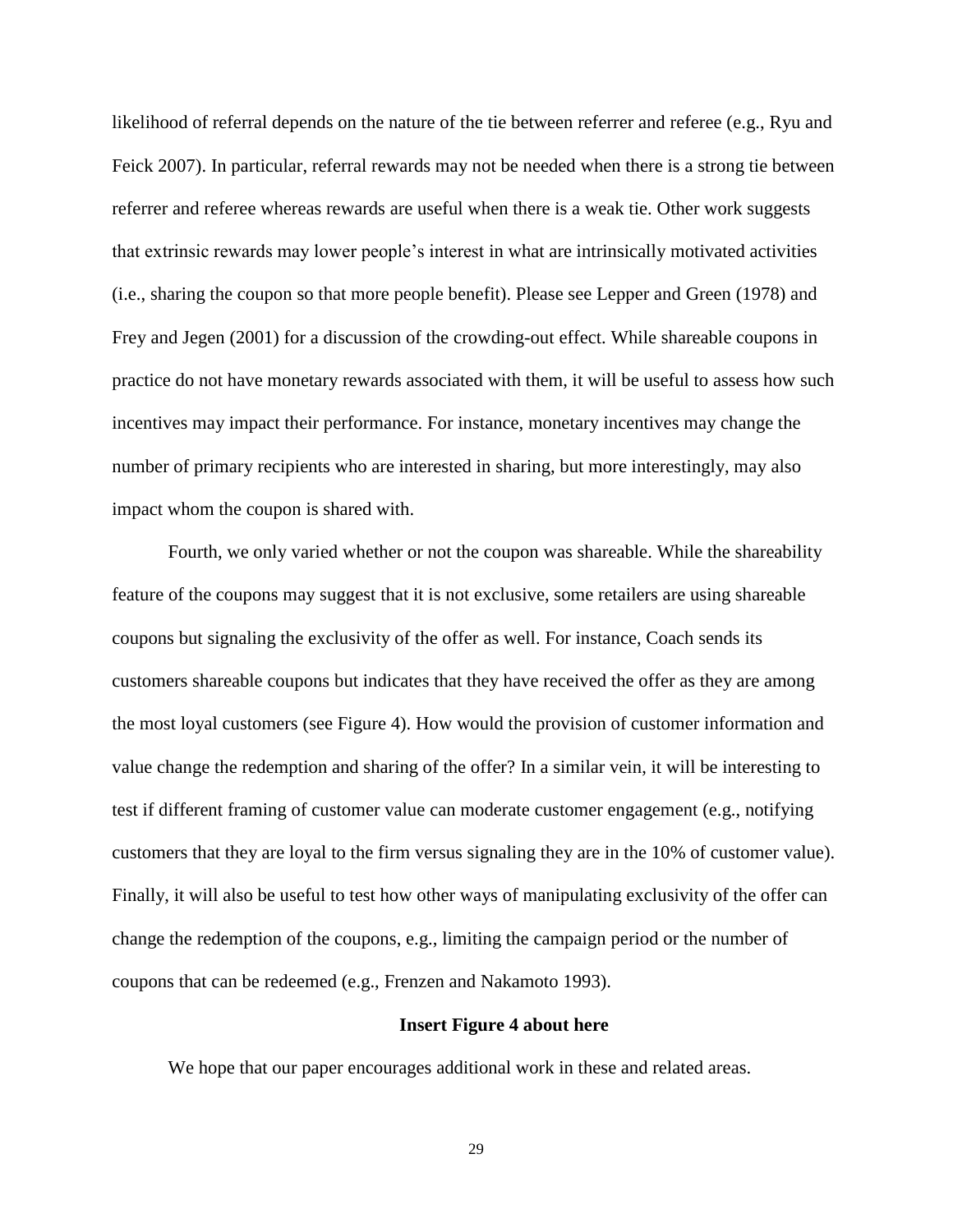likelihood of referral depends on the nature of the tie between referrer and referee (e.g., Ryu and Feick 2007). In particular, referral rewards may not be needed when there is a strong tie between referrer and referee whereas rewards are useful when there is a weak tie. Other work suggests that extrinsic rewards may lower people's interest in what are intrinsically motivated activities (i.e., sharing the coupon so that more people benefit). Please see Lepper and Green (1978) and Frey and Jegen (2001) for a discussion of the crowding-out effect. While shareable coupons in practice do not have monetary rewards associated with them, it will be useful to assess how such incentives may impact their performance. For instance, monetary incentives may change the number of primary recipients who are interested in sharing, but more interestingly, may also impact whom the coupon is shared with.

Fourth, we only varied whether or not the coupon was shareable. While the shareability feature of the coupons may suggest that it is not exclusive, some retailers are using shareable coupons but signaling the exclusivity of the offer as well. For instance, Coach sends its customers shareable coupons but indicates that they have received the offer as they are among the most loyal customers (see Figure 4). How would the provision of customer information and value change the redemption and sharing of the offer? In a similar vein, it will be interesting to test if different framing of customer value can moderate customer engagement (e.g., notifying customers that they are loyal to the firm versus signaling they are in the 10% of customer value). Finally, it will also be useful to test how other ways of manipulating exclusivity of the offer can change the redemption of the coupons, e.g., limiting the campaign period or the number of coupons that can be redeemed (e.g., Frenzen and Nakamoto 1993).

**Insert Figure 4 about here**

We hope that our paper encourages additional work in these and related areas.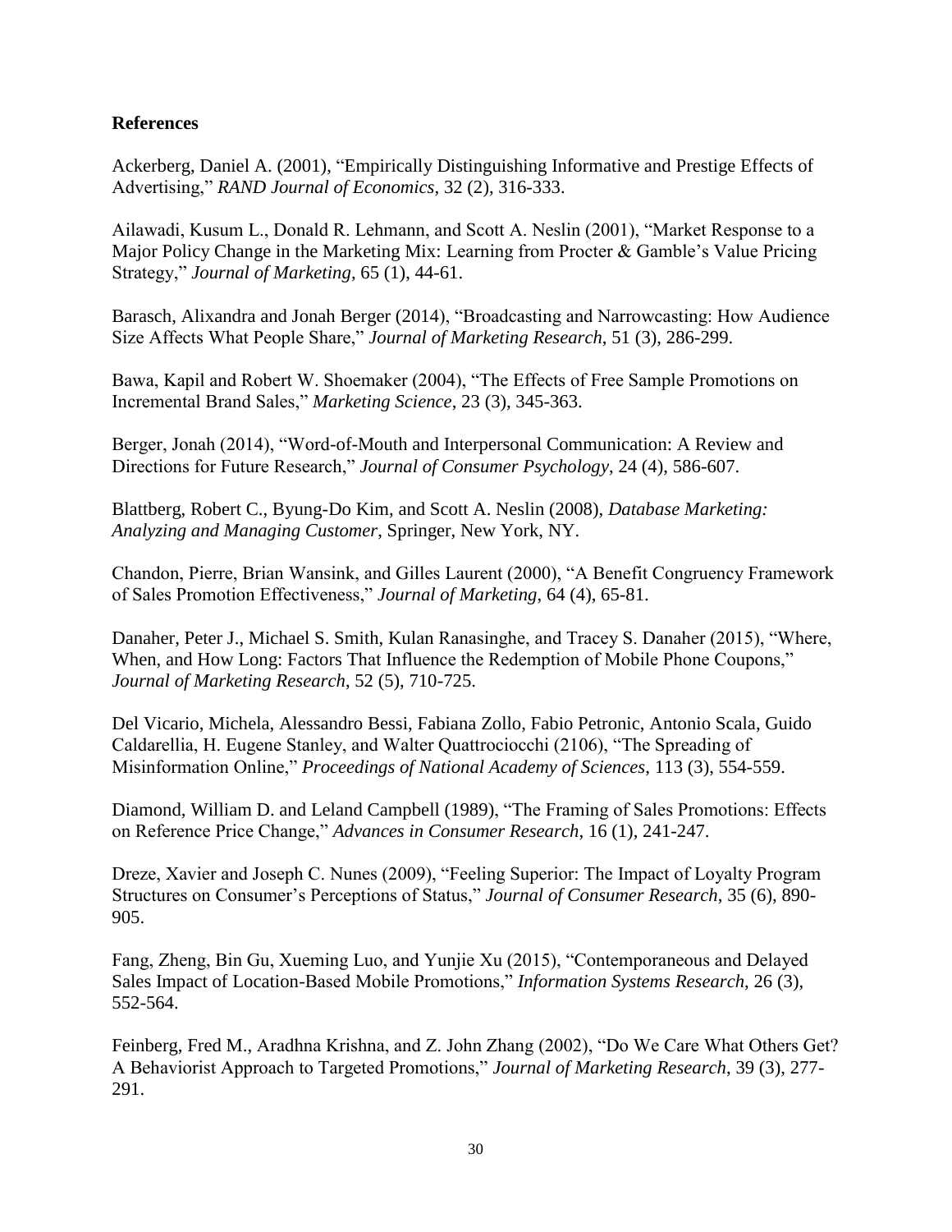**References**

Ackerberg, Daniel A. (2001), "Empirically Distinguishing Informative and Prestige Effects of Advertising," *RAND Journal of Economics*, 32 (2), 316-333.

Ailawadi, Kusum L., Donald R. Lehmann, and Scott A. Neslin (2001), "Market Response to a Major Policy Change in the Marketing Mix: Learning from Procter & Gamble's Value Pricing Strategy," *Journal of Marketing*, 65 (1), 44-61.

Barasch, Alixandra and Jonah Berger (2014), "Broadcasting and Narrowcasting: How Audience Size Affects What People Share," *Journal of Marketing Research*, 51 (3), 286-299.

Bawa, Kapil and Robert W. Shoemaker (2004), "The Effects of Free Sample Promotions on Incremental Brand Sales," *Marketing Science*, 23 (3), 345-363.

Berger, Jonah (2014), "Word-of-Mouth and Interpersonal Communication: A Review and Directions for Future Research," *Journal of Consumer Psychology*, 24 (4), 586-607.

Blattberg, Robert C., Byung-Do Kim, and Scott A. Neslin (2008), *Database Marketing: Analyzing and Managing Customer*, Springer, New York, NY.

Chandon, Pierre, Brian Wansink, and Gilles Laurent (2000), "A Benefit Congruency Framework of Sales Promotion Effectiveness," *Journal of Marketing*, 64 (4), 65-81.

Danaher, Peter J., Michael S. Smith, Kulan Ranasinghe, and Tracey S. Danaher (2015), "Where, When, and How Long: Factors That Influence the Redemption of Mobile Phone Coupons," *Journal of Marketing Research*, 52 (5), 710-725.

Del Vicario, Michela, Alessandro Bessi, Fabiana Zollo, Fabio Petronic, Antonio Scala, Guido Caldarellia, H. Eugene Stanley, and Walter Quattrociocchi (2106), "The Spreading of Misinformation Online," *Proceedings of National Academy of Sciences*, 113 (3), 554-559.

Diamond, William D. and Leland Campbell (1989), "The Framing of Sales Promotions: Effects on Reference Price Change," *Advances in Consumer Research*, 16 (1), 241-247.

Dreze, Xavier and Joseph C. Nunes (2009), "Feeling Superior: The Impact of Loyalty Program Structures on Consumer's Perceptions of Status," *Journal of Consumer Research*, 35 (6), 890-905.

Fang, Zheng, Bin Gu, Xueming Luo, and Yunjie Xu (2015), "Contemporaneous and Delayed Sales Impact of Location-Based Mobile Promotions," *Information Systems Research*, 26 (3), 552-564.

Feinberg, Fred M., Aradhna Krishna, and Z. John Zhang (2002), "Do We Care What Others Get? A Behaviorist Approach to Targeted Promotions," *Journal of Marketing Research*, 39 (3), 277-291.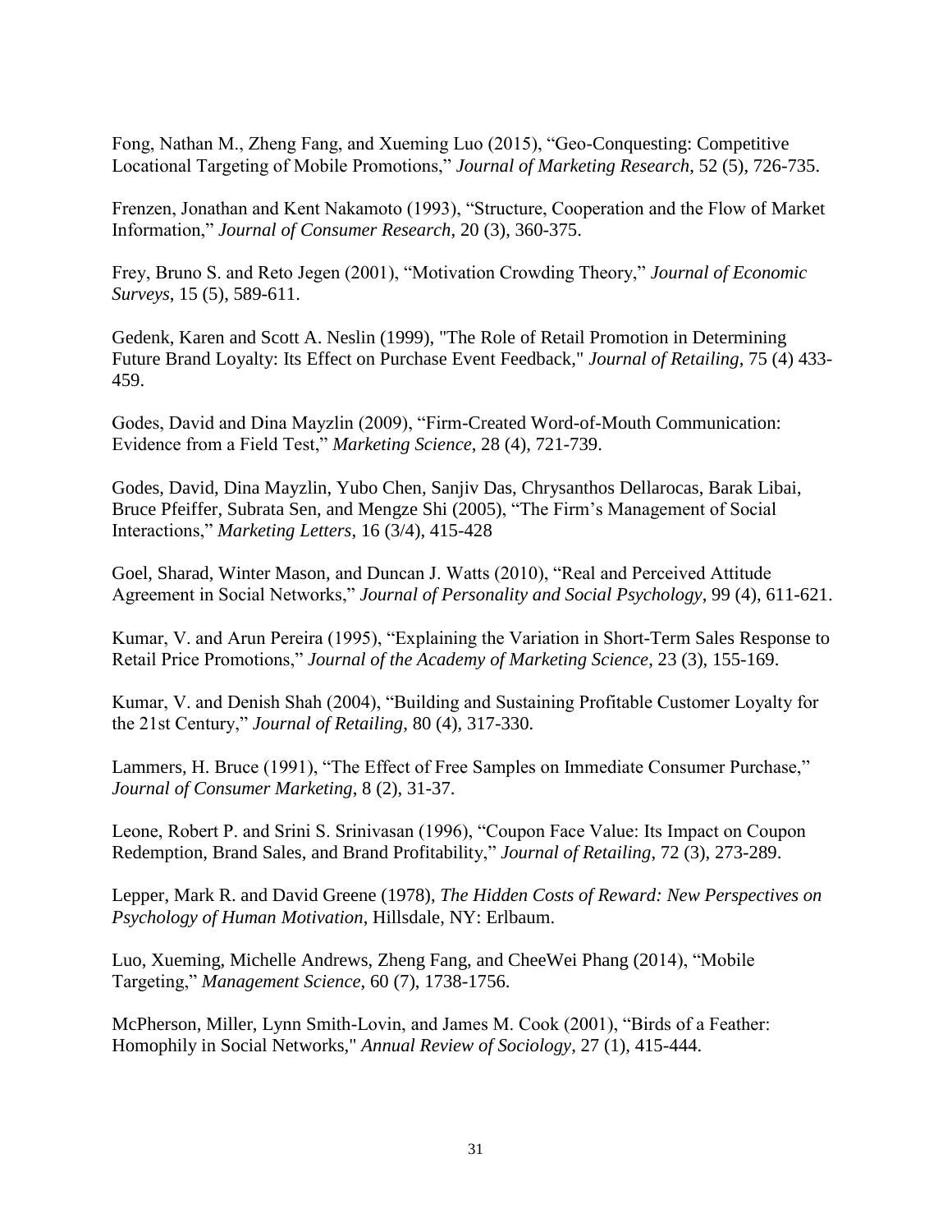Fong, Nathan M., Zheng Fang, and Xueming Luo (2015), "Geo-Conquesting: Competitive Locational Targeting of Mobile Promotions," *Journal of Marketing Research*, 52 (5), 726-735.

Frenzen, Jonathan and Kent Nakamoto (1993), "Structure, Cooperation and the Flow of Market Information," *Journal of Consumer Research*, 20 (3), 360-375.

Frey, Bruno S. and Reto Jegen (2001), "Motivation Crowding Theory," *Journal of Economic Surveys*, 15 (5), 589-611.

Gedenk, Karen and Scott A. Neslin (1999), "The Role of Retail Promotion in Determining Future Brand Loyalty: Its Effect on Purchase Event Feedback," *Journal of Retailing*, 75 (4) 433-459.

Godes, David and Dina Mayzlin (2009), "Firm-Created Word-of-Mouth Communication: Evidence from a Field Test," *Marketing Science*, 28 (4), 721-739.

Godes, David, Dina Mayzlin, Yubo Chen, Sanjiv Das, Chrysanthos Dellarocas, Barak Libai, Bruce Pfeiffer, Subrata Sen, and Mengze Shi (2005), "The Firm's Management of Social Interactions," *Marketing Letters*, 16 (3/4), 415-428

Goel, Sharad, Winter Mason, and Duncan J. Watts (2010), "Real and Perceived Attitude Agreement in Social Networks," *Journal of Personality and Social Psychology*, 99 (4), 611-621.

Kumar, V. and Arun Pereira (1995), "Explaining the Variation in Short-Term Sales Response to Retail Price Promotions," *Journal of the Academy of Marketing Science*, 23 (3), 155-169.

Kumar, V. and Denish Shah (2004), "Building and Sustaining Profitable Customer Loyalty for the 21st Century," *Journal of Retailing*, 80 (4), 317-330.

Lammers, H. Bruce (1991), "The Effect of Free Samples on Immediate Consumer Purchase," *Journal of Consumer Marketing*, 8 (2), 31-37.

Leone, Robert P. and Srini S. Srinivasan (1996), "Coupon Face Value: Its Impact on Coupon Redemption, Brand Sales, and Brand Profitability," *Journal of Retailing*, 72 (3), 273-289.

Lepper, Mark R. and David Greene (1978), *The Hidden Costs of Reward: New Perspectives on Psychology of Human Motivation*, Hillsdale, NY: Erlbaum.

Luo, Xueming, Michelle Andrews, Zheng Fang, and CheeWei Phang (2014), "Mobile Targeting," *Management Science*, 60 (7), 1738-1756.

McPherson, Miller, Lynn Smith-Lovin, and James M. Cook (2001), "Birds of a Feather: Homophily in Social Networks," *Annual Review of Sociology*, 27 (1), 415-444.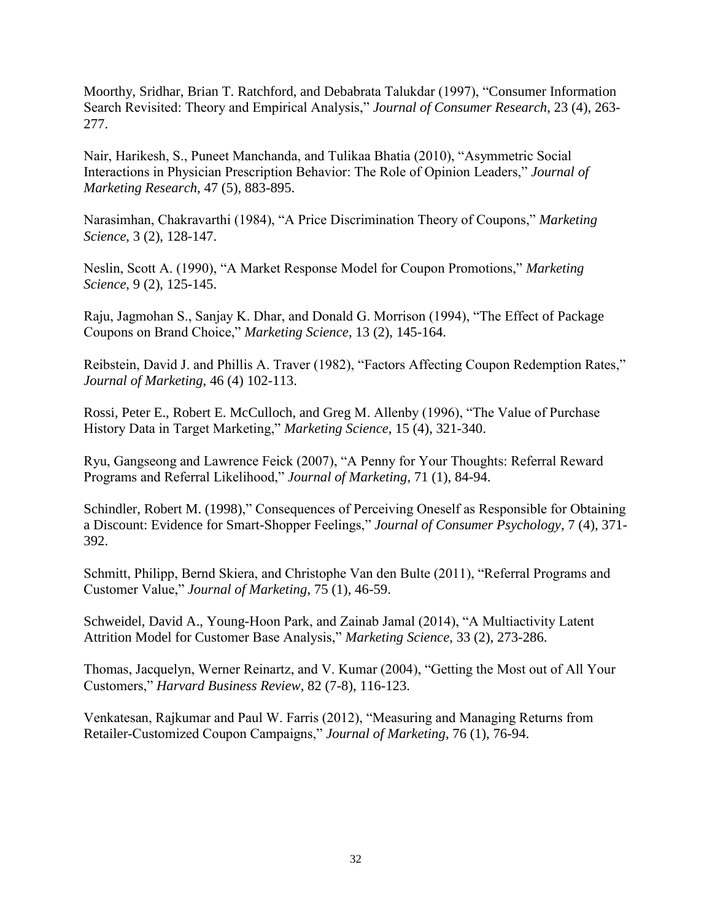Moorthy, Sridhar, Brian T. Ratchford, and Debabrata Talukdar (1997), "Consumer Information Search Revisited: Theory and Empirical Analysis," *Journal of Consumer Research*, 23 (4), 263-277.

Nair, Harikesh, S., Puneet Manchanda, and Tulikaa Bhatia (2010), "Asymmetric Social Interactions in Physician Prescription Behavior: The Role of Opinion Leaders," *Journal of Marketing Research*, 47 (5), 883-895.

Narasimhan, Chakravarthi (1984), "A Price Discrimination Theory of Coupons," *Marketing Science*, 3 (2), 128-147.

Neslin, Scott A. (1990), "A Market Response Model for Coupon Promotions," *Marketing Science*, 9 (2), 125-145.

Raju, Jagmohan S., Sanjay K. Dhar, and Donald G. Morrison (1994), "The Effect of Package Coupons on Brand Choice," *Marketing Science*, 13 (2), 145-164.

Reibstein, David J. and Phillis A. Traver (1982), "Factors Affecting Coupon Redemption Rates," *Journal of Marketing*, 46 (4) 102-113.

Rossi, Peter E., Robert E. McCulloch, and Greg M. Allenby (1996), "The Value of Purchase History Data in Target Marketing," *Marketing Science*, 15 (4), 321-340.

Ryu, Gangseong and Lawrence Feick (2007), "A Penny for Your Thoughts: Referral Reward Programs and Referral Likelihood," *Journal of Marketing*, 71 (1), 84-94.

Schindler, Robert M. (1998)," Consequences of Perceiving Oneself as Responsible for Obtaining a Discount: Evidence for Smart-Shopper Feelings," *Journal of Consumer Psychology*, 7 (4), 371-392.

Schmitt, Philipp, Bernd Skiera, and Christophe Van den Bulte (2011), "Referral Programs and Customer Value," *Journal of Marketing*, 75 (1), 46-59.

Schweidel, David A., Young-Hoon Park, and Zainab Jamal (2014), "A Multiactivity Latent Attrition Model for Customer Base Analysis," *Marketing Science*, 33 (2), 273-286.

Thomas, Jacquelyn, Werner Reinartz, and V. Kumar (2004), "Getting the Most out of All Your Customers," *Harvard Business Review*, 82 (7-8), 116-123.

Venkatesan, Rajkumar and Paul W. Farris (2012), "Measuring and Managing Returns from Retailer-Customized Coupon Campaigns," *Journal of Marketing*, 76 (1), 76-94.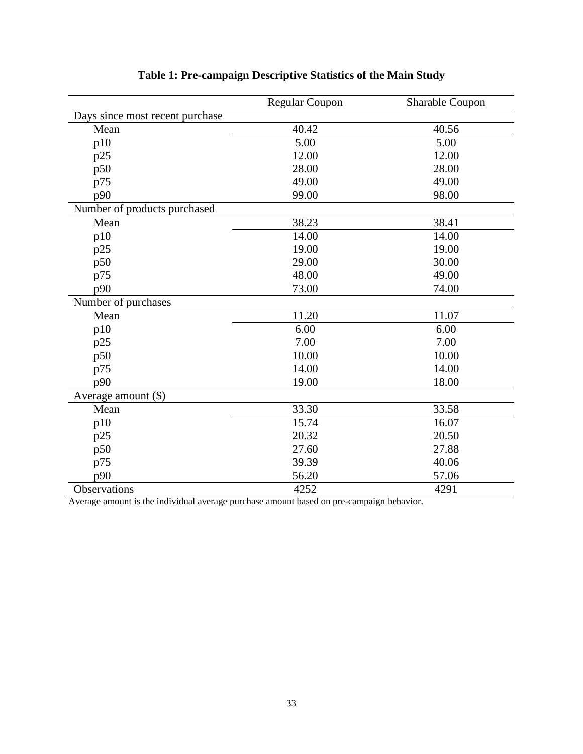**Table 1: Pre-campaign Descriptive Statistics of the Main Study**

| | Regular Coupon | Sharable Coupon |
|---|---|---|
| Days since most recent purchase | | |
| Mean | 40.42 | 40.56 |
| p10 | 5.00 | 5.00 |
| p25 | 12.00 | 12.00 |
| p50 | 28.00 | 28.00 |
| p75 | 49.00 | 49.00 |
| p90 | 99.00 | 98.00 |
| Number of products purchased | | |
| Mean | 38.23 | 38.41 |
| p10 | 14.00 | 14.00 |
| p25 | 19.00 | 19.00 |
| p50 | 29.00 | 30.00 |
| p75 | 48.00 | 49.00 |
| p90 | 73.00 | 74.00 |
| Number of purchases | | |
| Mean | 11.20 | 11.07 |
| p10 | 6.00 | 6.00 |
| p25 | 7.00 | 7.00 |
| p50 | 10.00 | 10.00 |
| p75 | 14.00 | 14.00 |
| p90 | 19.00 | 18.00 |
| Average amount ($) | | |
| Mean | 33.30 | 33.58 |
| p10 | 15.74 | 16.07 |
| p25 | 20.32 | 20.50 |
| p50 | 27.60 | 27.88 |
| p75 | 39.39 | 40.06 |
| p90 | 56.20 | 57.06 |
| Observations | 4252 | 4291 |

Average amount is the individual average purchase amount based on pre-campaign behavior.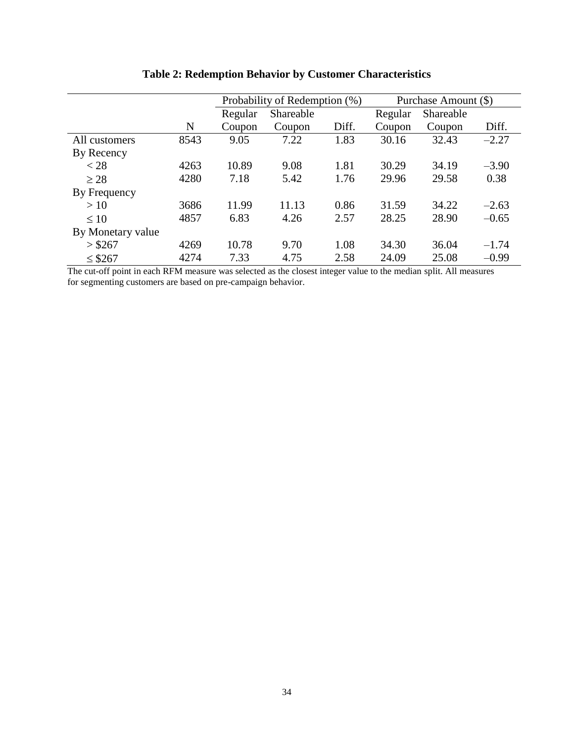**Table 2: Redemption Behavior by Customer Characteristics**

| | | Probability of Redemption (%) | | | Purchase Amount ($) | | |
|---|---|---|---|---|---|---|---|
| | N | Regular Coupon | Shareable Coupon | Diff. | Regular Coupon | Shareable Coupon | Diff. |
| All customers | 8543 | 9.05 | 7.22 | 1.83 | 30.16 | 32.43 | −2.27 |
| By Recency | | | | | | | |
| < 28 | 4263 | 10.89 | 9.08 | 1.81 | 30.29 | 34.19 | −3.90 |
| ≥ 28 | 4280 | 7.18 | 5.42 | 1.76 | 29.96 | 29.58 | 0.38 |
| By Frequency | | | | | | | |
| > 10 | 3686 | 11.99 | 11.13 | 0.86 | 31.59 | 34.22 | −2.63 |
| ≤ 10 | 4857 | 6.83 | 4.26 | 2.57 | 28.25 | 28.90 | −0.65 |
| By Monetary value | | | | | | | |
| > $267 | 4269 | 10.78 | 9.70 | 1.08 | 34.30 | 36.04 | −1.74 |
| ≤ $267 | 4274 | 7.33 | 4.75 | 2.58 | 24.09 | 25.08 | −0.99 |

The cut-off point in each RFM measure was selected as the closest integer value to the median split. All measures for segmenting customers are based on pre-campaign behavior.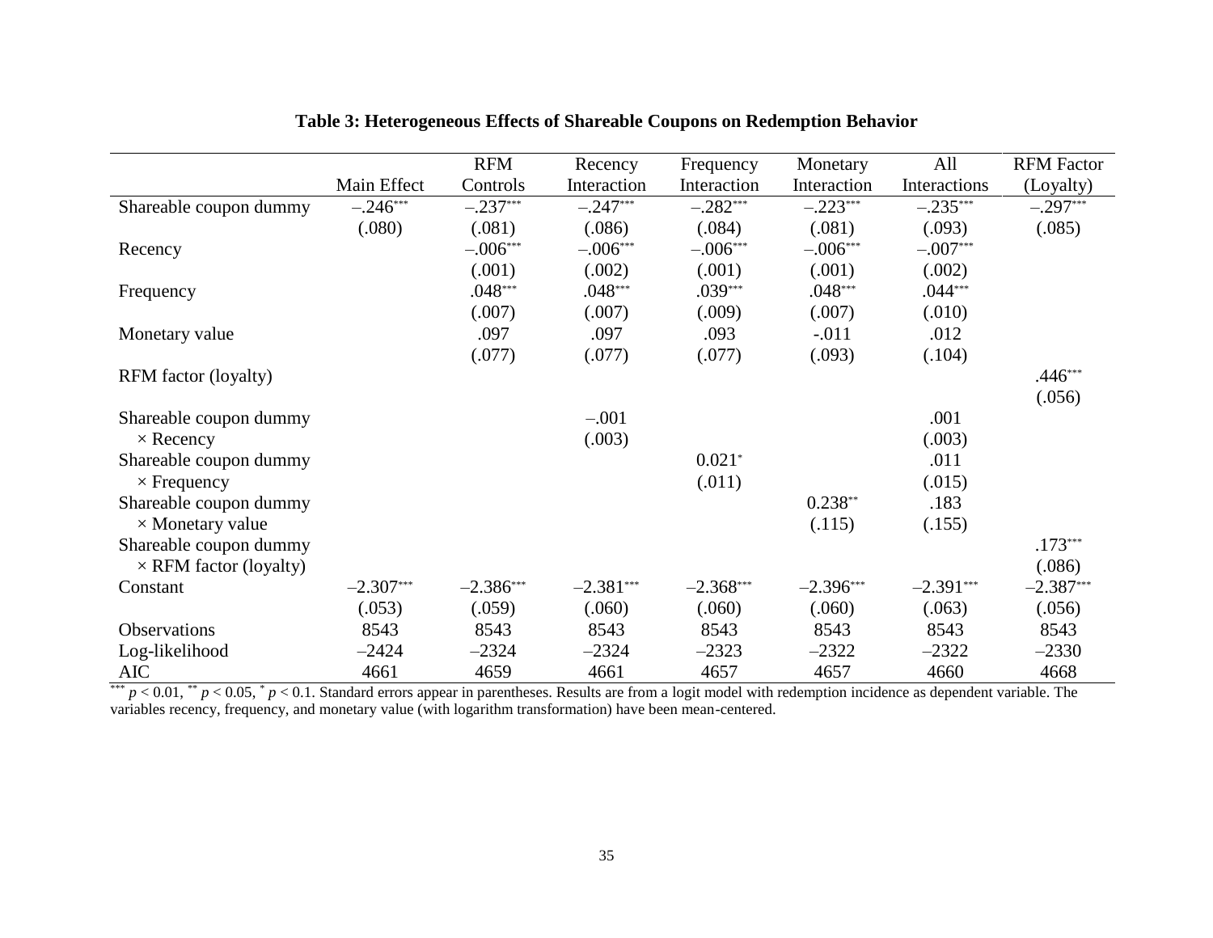**Table 3: Heterogeneous Effects of Shareable Coupons on Redemption Behavior**

| | Main Effect | RFM Controls | Recency Interaction | Frequency Interaction | Monetary Interaction | All Interactions | RFM Factor (Loyalty) |
|---|---|---|---|---|---|---|---|
| Shareable coupon dummy | $-.246^{***}$ | $-.237^{***}$ | $-.247^{***}$ | $-.282^{***}$ | $-.223^{***}$ | $-.235^{***}$ | $-.297^{***}$ |
| | (.080) | (.081) | (.086) | (.084) | (.081) | (.093) | (.085) |
| Recency | | $-.006^{***}$ | $-.006^{***}$ | $-.006^{***}$ | $-.006^{***}$ | $-.007^{***}$ | |
| | | (.001) | (.002) | (.001) | (.001) | (.002) | |
| Frequency | | $.048^{***}$ | $.048^{***}$ | $.039^{***}$ | $.048^{***}$ | $.044^{***}$ | |
| | | (.007) | (.007) | (.009) | (.007) | (.010) | |
| Monetary value | | .097 | .097 | .093 | -.011 | .012 | |
| | | (.077) | (.077) | (.077) | (.093) | (.104) | |
| RFM factor (loyalty) | | | | | | | $.446^{***}$ |
| | | | | | | | (.056) |
| Shareable coupon dummy × Recency | | | –.001 | | | .001 | |
| | | | (.003) | | | (.003) | |
| Shareable coupon dummy × Frequency | | | | $0.021^{*}$ | | .011 | |
| | | | | (.011) | | (.015) | |
| Shareable coupon dummy × Monetary value | | | | | $0.238^{**}$ | .183 | |
| | | | | | (.115) | (.155) | |
| Shareable coupon dummy × RFM factor (loyalty) | | | | | | | $.173^{***}$ |
| | | | | | | | (.086) |
| Constant | $-2.307^{***}$ | $-2.386^{***}$ | $-2.381^{***}$ | $-2.368^{***}$ | $-2.396^{***}$ | $-2.391^{***}$ | $-2.387^{***}$ |
| | (.053) | (.059) | (.060) | (.060) | (.060) | (.063) | (.056) |
| Observations | 8543 | 8543 | 8543 | 8543 | 8543 | 8543 | 8543 |
| Log-likelihood | –2424 | –2324 | –2324 | –2323 | –2322 | –2322 | –2330 |
| AIC | 4661 | 4659 | 4661 | 4657 | 4657 | 4660 | 4668 |

$^{***}$ $p < 0.01$, $^{**}$ $p < 0.05$, $^{*}$ $p < 0.1$. Standard errors appear in parentheses. Results are from a logit model with redemption incidence as dependent variable. The variables recency, frequency, and monetary value (with logarithm transformation) have been mean-centered.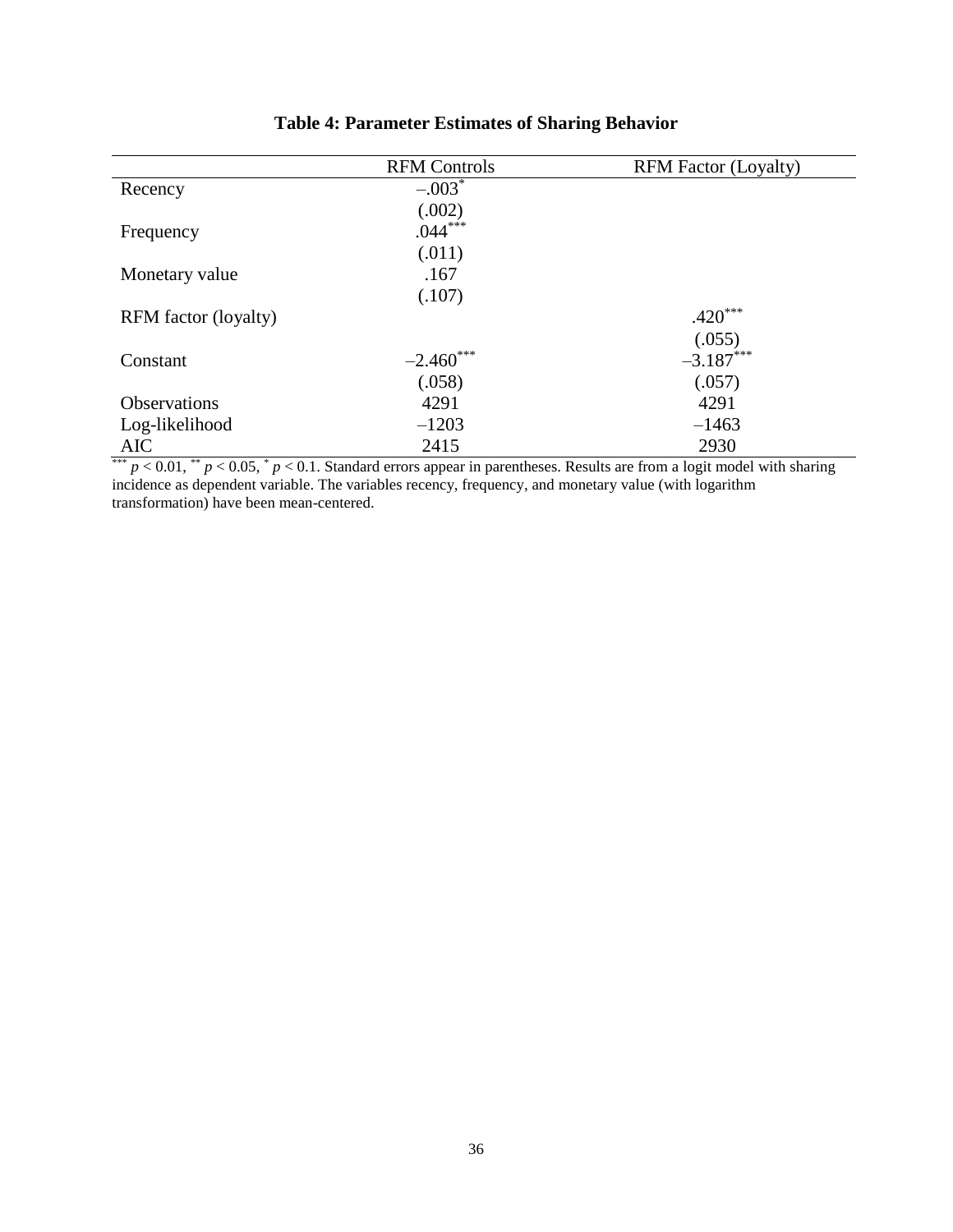**Table 4: Parameter Estimates of Sharing Behavior**

| | RFM Controls | RFM Factor (Loyalty) |
|---|---|---|
| Recency | –.003* | |
| | (.002) | |
| Frequency | .044*** | |
| | (.011) | |
| Monetary value | .167 | |
| | (.107) | |
| RFM factor (loyalty) | | .420*** |
| | | (.055) |
| Constant | –2.460*** | –3.187*** |
| | (.058) | (.057) |
| Observations | 4291 | 4291 |
| Log-likelihood | –1203 | –1463 |
| AIC | 2415 | 2930 |

*** $p < 0.01$, ** $p < 0.05$, * $p < 0.1$. Standard errors appear in parentheses. Results are from a logit model with sharing incidence as dependent variable. The variables recency, frequency, and monetary value (with logarithm transformation) have been mean-centered.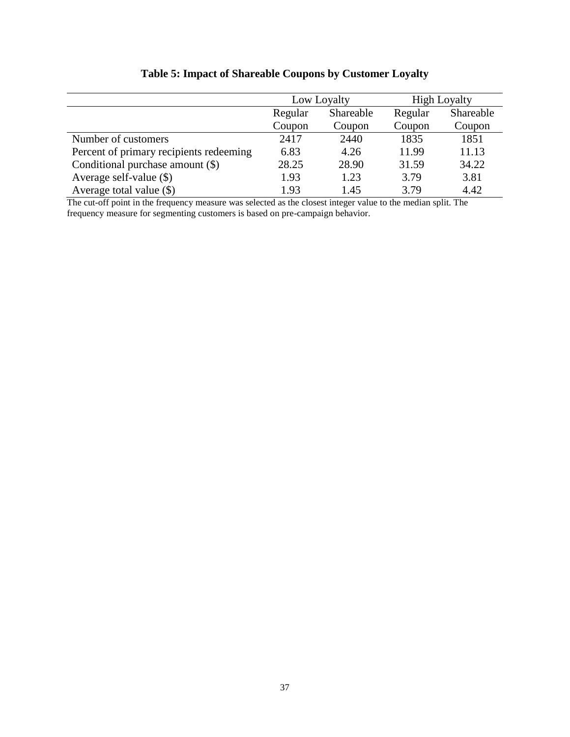**Table 5: Impact of Shareable Coupons by Customer Loyalty**

| | Low Loyalty | | High Loyalty | |
|---|---|---|---|---|
| | Regular Coupon | Shareable Coupon | Regular Coupon | Shareable Coupon |
| Number of customers | 2417 | 2440 | 1835 | 1851 |
| Percent of primary recipients redeeming | 6.83 | 4.26 | 11.99 | 11.13 |
| Conditional purchase amount ($) | 28.25 | 28.90 | 31.59 | 34.22 |
| Average self-value ($) | 1.93 | 1.23 | 3.79 | 3.81 |
| Average total value ($) | 1.93 | 1.45 | 3.79 | 4.42 |

The cut-off point in the frequency measure was selected as the closest integer value to the median split. The frequency measure for segmenting customers is based on pre-campaign behavior.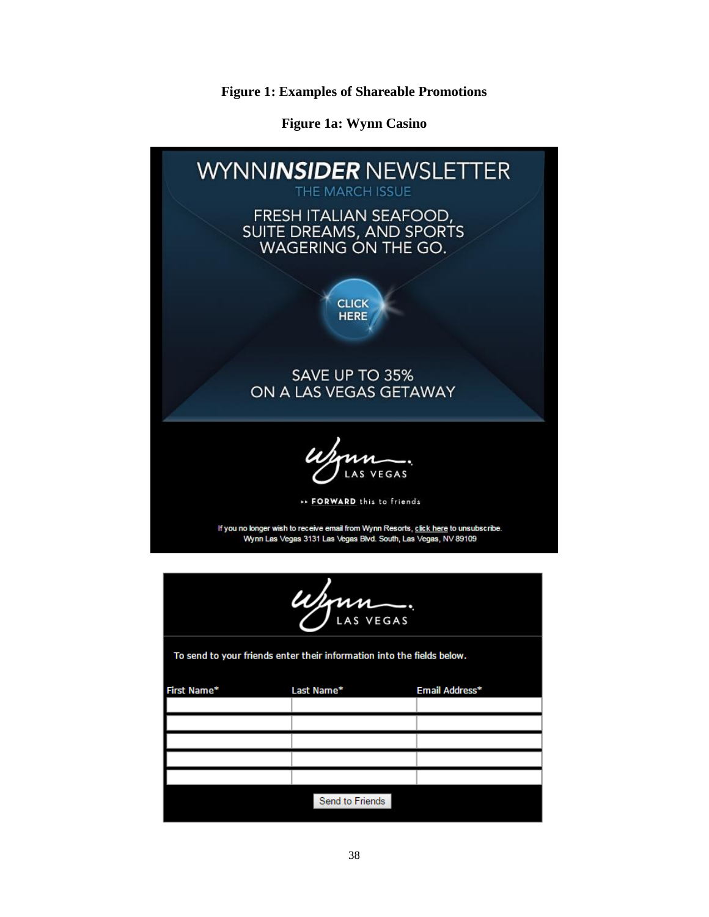**Figure 1: Examples of Shareable Promotions**

**Figure 1a: Wynn Casino**

WYNN*INSIDER* NEWSLETTER

THE MARCH ISSUE

FRESH ITALIAN SEAFOOD, SUITE DREAMS, AND SPORTS WAGERING ON THE GO.

CLICK HERE

SAVE UP TO 35% ON A LAS VEGAS GETAWAY

Wynn LAS VEGAS

>> **FORWARD** this to friends

If you no longer wish to receive email from Wynn Resorts, click here to unsubscribe.
Wynn Las Vegas 3131 Las Vegas Blvd. South, Las Vegas, NV 89109

Wynn LAS VEGAS

To send to your friends enter their information into the fields below.

| First Name* | Last Name* | Email Address* |
|---|---|---|
| | | |
| | | |
| | | |
| | | |
| | | |

Send to Friends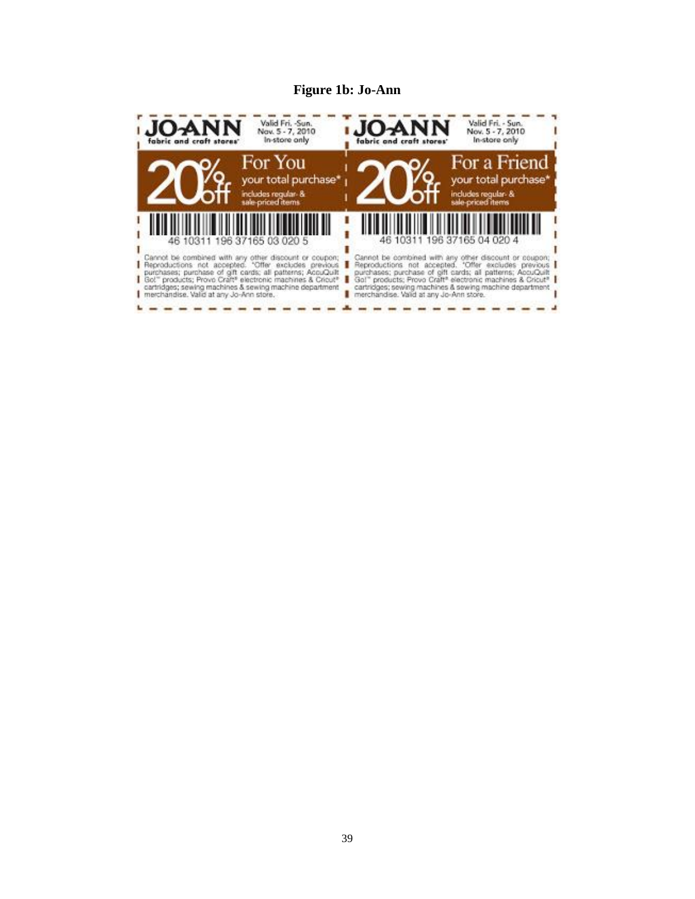**Figure 1b: Jo-Ann**

JO-ANN fabric and craft stores

Valid Fri. -Sun. Nov. 5 - 7, 2010 In-store only

20% off For You your total purchase* includes regular- & sale-priced items

46 10311 196 37165 03 020 5

Cannot be combined with any other discount or coupon; Reproductions not accepted. *Offer excludes previous purchases; purchase of gift cards; all patterns; AccuQuilt Go!™ products; Provo Craft® electronic machines & Cricut® cartridges; sewing machines & sewing machine department merchandise. Valid at any Jo-Ann store.

JO-ANN fabric and craft stores

Valid Fri. - Sun. Nov. 5 - 7, 2010 In-store only

20% off For a Friend your total purchase* includes regular- & sale-priced items

46 10311 196 37165 04 020 4

Cannot be combined with any other discount or coupon; Reproductions not accepted. *Offer excludes previous purchases; purchase of gift cards; all patterns; AccuQuilt Go!™ products; Provo Craft® electronic machines & Cricut® cartridges; sewing machines & sewing machine department merchandise. Valid at any Jo-Ann store.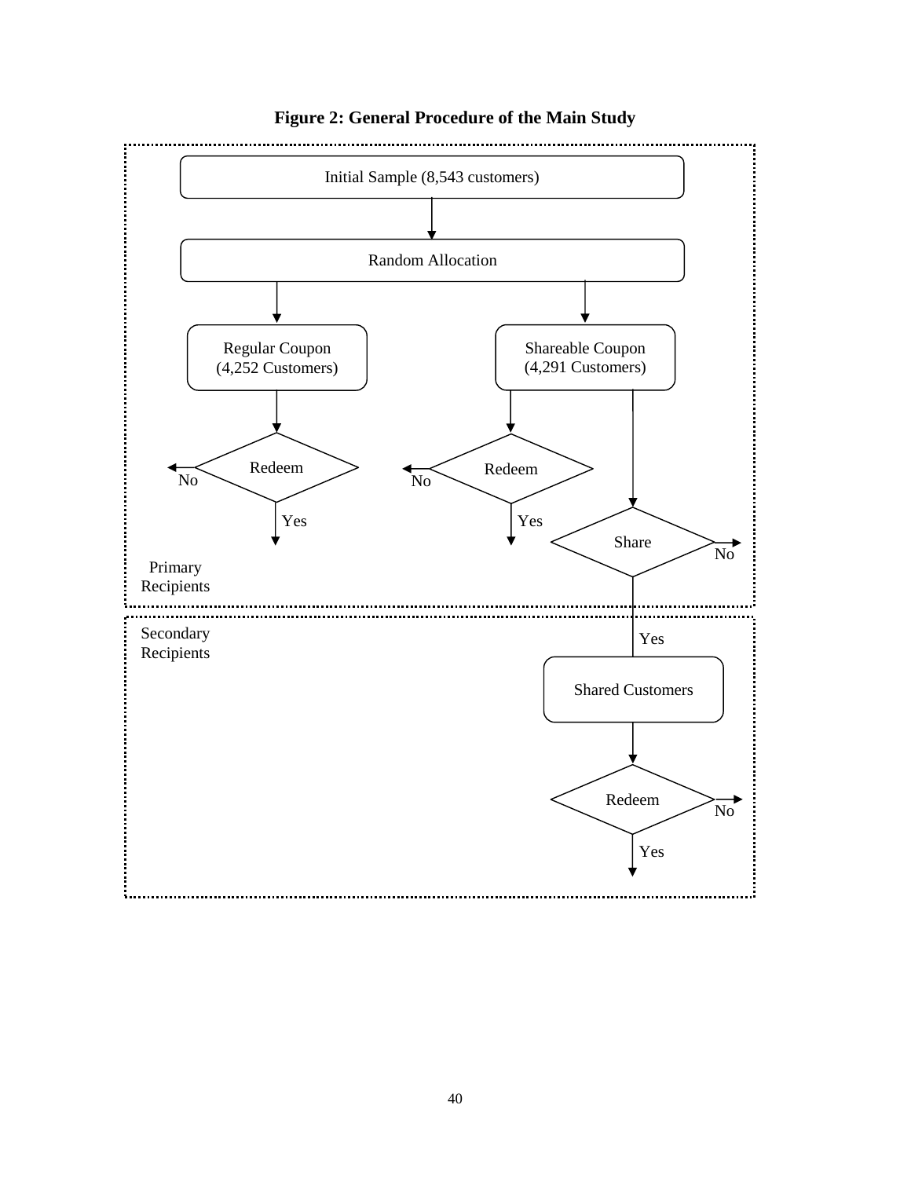**Figure 2: General Procedure of the Main Study**

Initial Sample (8,543 customers)

Random Allocation

Regular Coupon (4,252 Customers)

Shareable Coupon (4,291 Customers)

Redeem — No / Yes

Redeem — No / Yes

Share — No / Yes

Primary Recipients

Secondary Recipients

Shared Customers

Redeem — No / Yes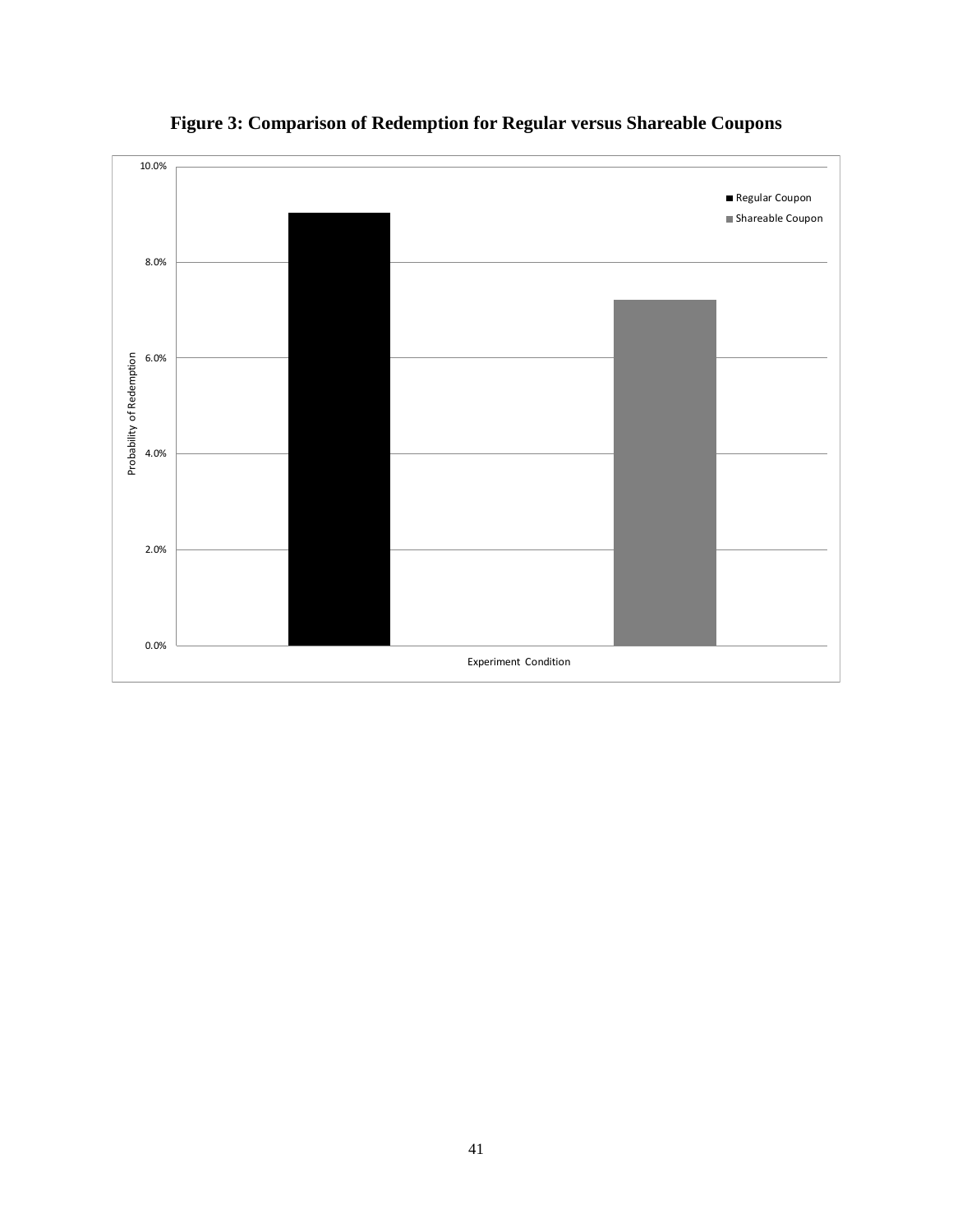**Figure 3: Comparison of Redemption for Regular versus Shareable Coupons**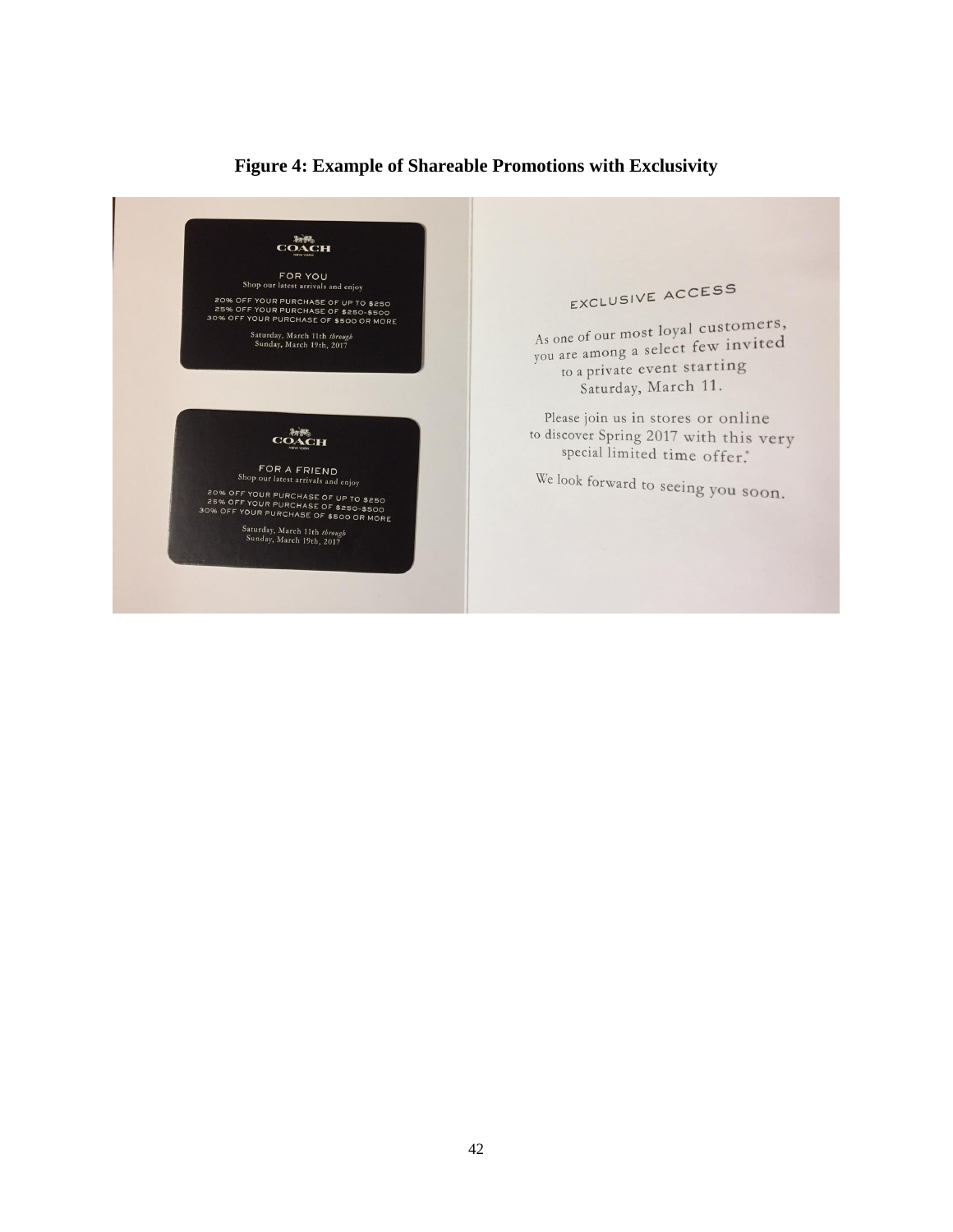**Figure 4: Example of Shareable Promotions with Exclusivity**

COACH
NEW YORK

FOR YOU
Shop our latest arrivals and enjoy

20% OFF YOUR PURCHASE OF UP TO $250
25% OFF YOUR PURCHASE OF $250-$500
30% OFF YOUR PURCHASE OF $500 OR MORE

Saturday, March 11th *through*
Sunday, March 19th, 2017

COACH
NEW YORK

FOR A FRIEND
Shop our latest arrivals and enjoy

20% OFF YOUR PURCHASE OF UP TO $250
25% OFF YOUR PURCHASE OF $250-$500
30% OFF YOUR PURCHASE OF $500 OR MORE

Saturday, March 11th *through*
Sunday, March 19th, 2017

EXCLUSIVE ACCESS

As one of our most loyal customers, you are among a select few invited to a private event starting Saturday, March 11.

Please join us in stores or online to discover Spring 2017 with this very special limited time offer.*

We look forward to seeing you soon.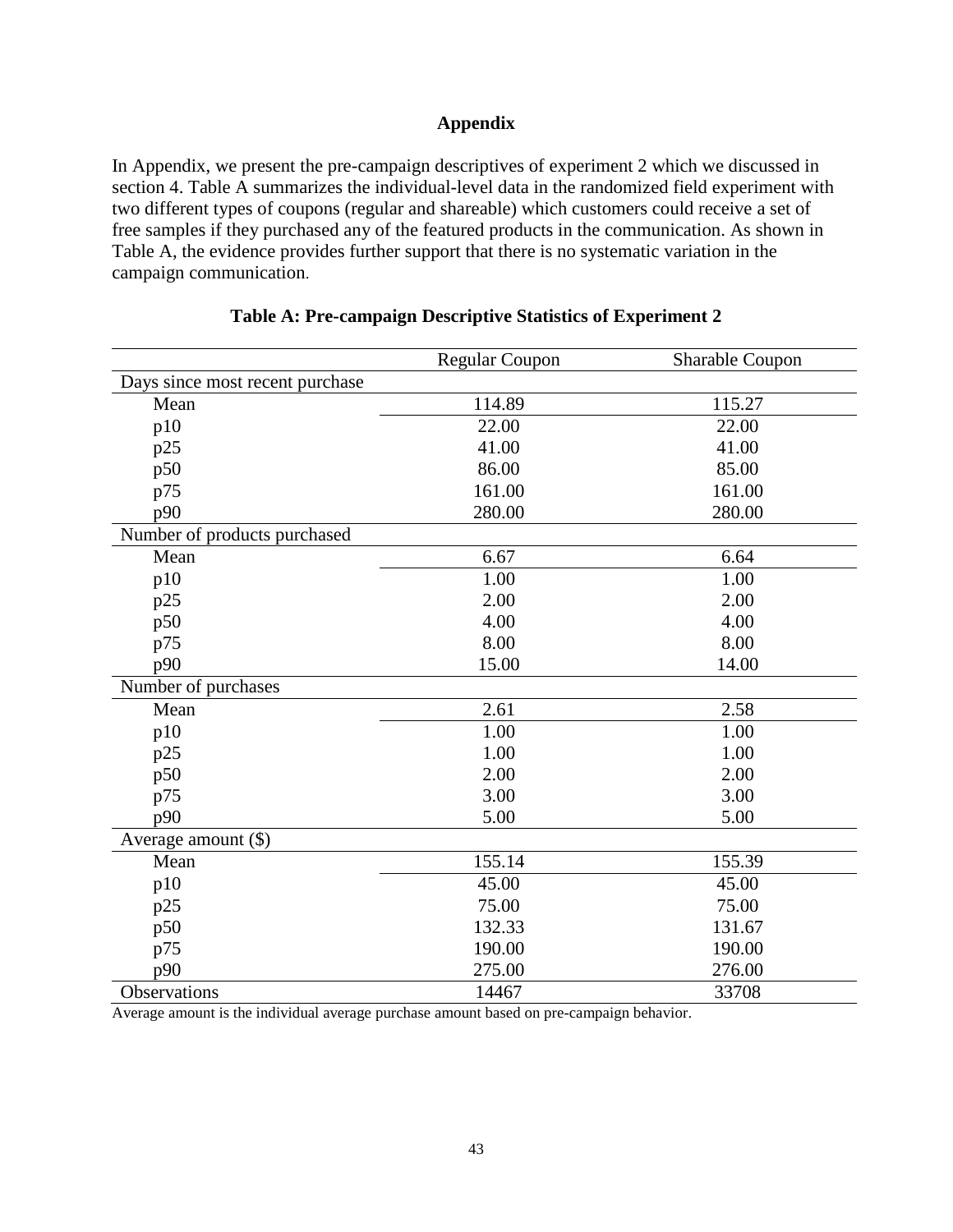## Appendix

In Appendix, we present the pre-campaign descriptives of experiment 2 which we discussed in section 4. Table A summarizes the individual-level data in the randomized field experiment with two different types of coupons (regular and shareable) which customers could receive a set of free samples if they purchased any of the featured products in the communication. As shown in Table A, the evidence provides further support that there is no systematic variation in the campaign communication.

**Table A: Pre-campaign Descriptive Statistics of Experiment 2**

| | Regular Coupon | Sharable Coupon |
|---|---|---|
| Days since most recent purchase | | |
| Mean | 114.89 | 115.27 |
| p10 | 22.00 | 22.00 |
| p25 | 41.00 | 41.00 |
| p50 | 86.00 | 85.00 |
| p75 | 161.00 | 161.00 |
| p90 | 280.00 | 280.00 |
| Number of products purchased | | |
| Mean | 6.67 | 6.64 |
| p10 | 1.00 | 1.00 |
| p25 | 2.00 | 2.00 |
| p50 | 4.00 | 4.00 |
| p75 | 8.00 | 8.00 |
| p90 | 15.00 | 14.00 |
| Number of purchases | | |
| Mean | 2.61 | 2.58 |
| p10 | 1.00 | 1.00 |
| p25 | 1.00 | 1.00 |
| p50 | 2.00 | 2.00 |
| p75 | 3.00 | 3.00 |
| p90 | 5.00 | 5.00 |
| Average amount ($) | | |
| Mean | 155.14 | 155.39 |
| p10 | 45.00 | 45.00 |
| p25 | 75.00 | 75.00 |
| p50 | 132.33 | 131.67 |
| p75 | 190.00 | 190.00 |
| p90 | 275.00 | 276.00 |
| Observations | 14467 | 33708 |

Average amount is the individual average purchase amount based on pre-campaign behavior.